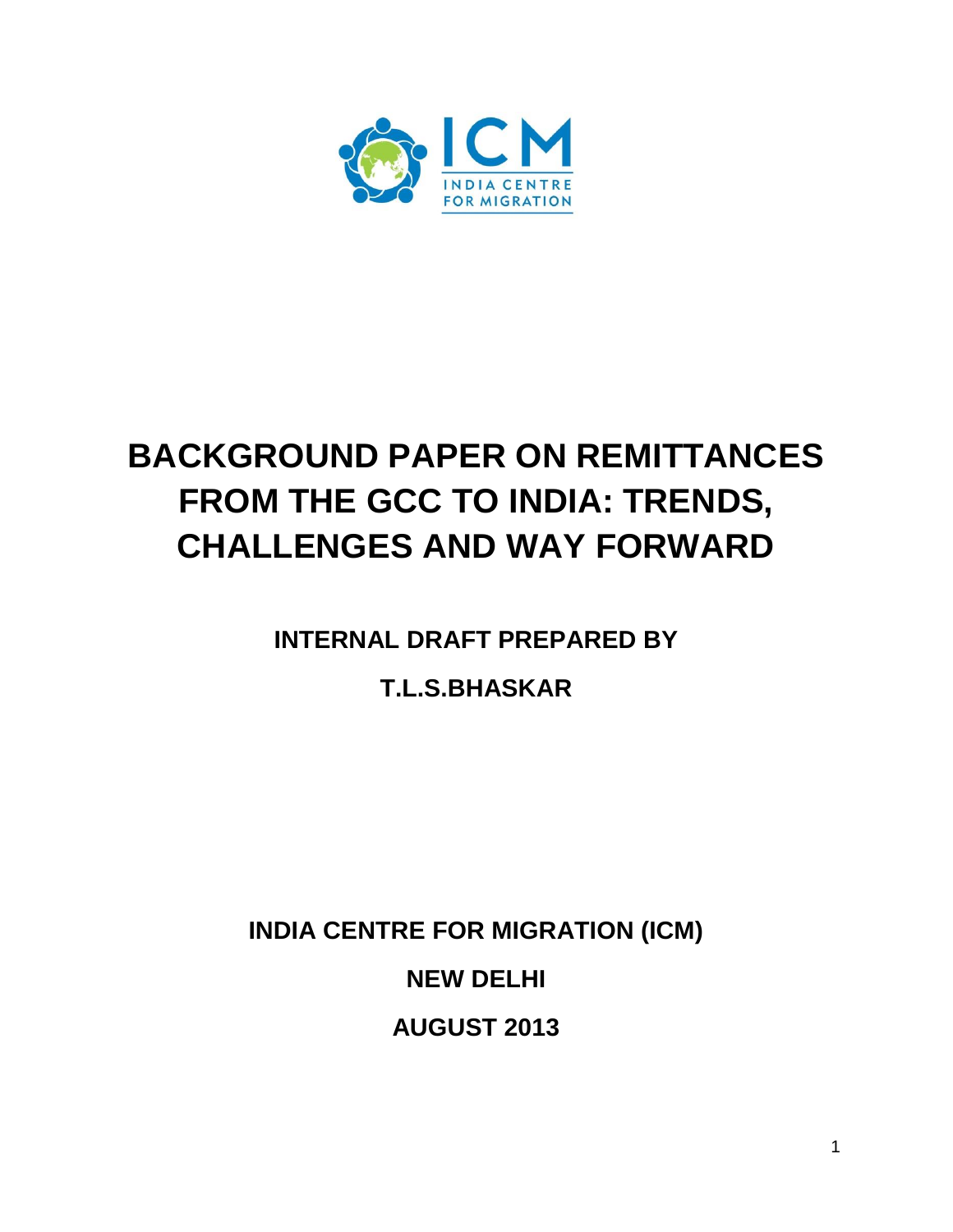ICM

INDIA CENTRE FOR MIGRATION

# BACKGROUND PAPER ON REMITTANCES FROM THE GCC TO INDIA: TRENDS, CHALLENGES AND WAY FORWARD

**INTERNAL DRAFT PREPARED BY**

**T.L.S.BHASKAR**

**INDIA CENTRE FOR MIGRATION (ICM)**

**NEW DELHI**

**AUGUST 2013**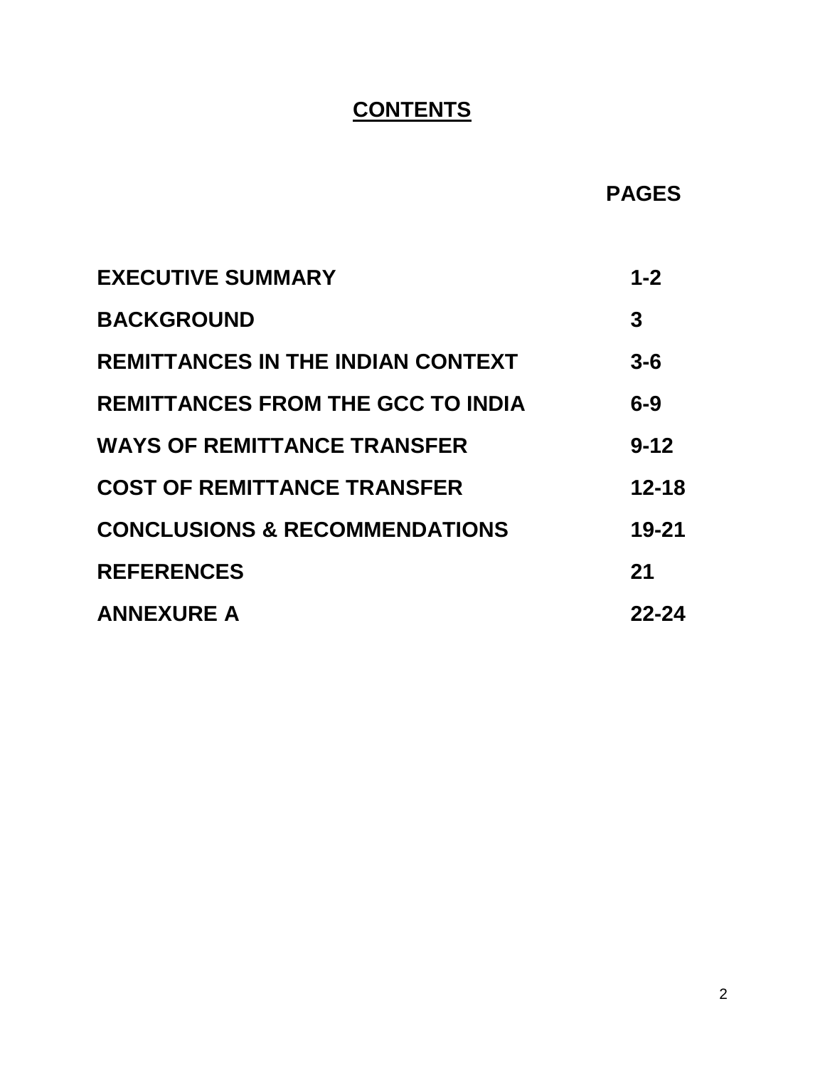# CONTENTS

| | PAGES |
|---|---|
| **EXECUTIVE SUMMARY** | **1-2** |
| **BACKGROUND** | **3** |
| **REMITTANCES IN THE INDIAN CONTEXT** | **3-6** |
| **REMITTANCES FROM THE GCC TO INDIA** | **6-9** |
| **WAYS OF REMITTANCE TRANSFER** | **9-12** |
| **COST OF REMITTANCE TRANSFER** | **12-18** |
| **CONCLUSIONS & RECOMMENDATIONS** | **19-21** |
| **REFERENCES** | **21** |
| **ANNEXURE A** | **22-24** |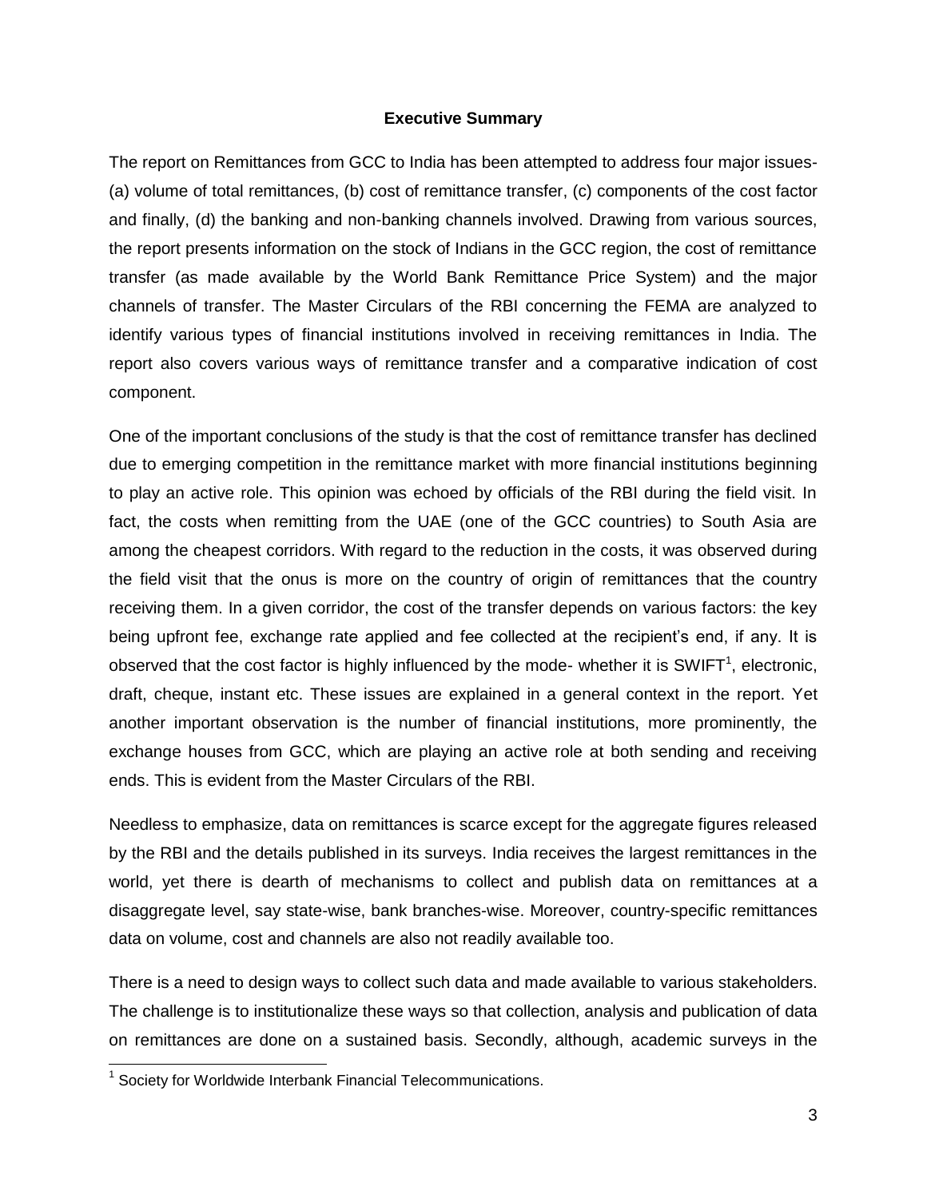## Executive Summary

The report on Remittances from GCC to India has been attempted to address four major issues- (a) volume of total remittances, (b) cost of remittance transfer, (c) components of the cost factor and finally, (d) the banking and non-banking channels involved. Drawing from various sources, the report presents information on the stock of Indians in the GCC region, the cost of remittance transfer (as made available by the World Bank Remittance Price System) and the major channels of transfer. The Master Circulars of the RBI concerning the FEMA are analyzed to identify various types of financial institutions involved in receiving remittances in India. The report also covers various ways of remittance transfer and a comparative indication of cost component.

One of the important conclusions of the study is that the cost of remittance transfer has declined due to emerging competition in the remittance market with more financial institutions beginning to play an active role. This opinion was echoed by officials of the RBI during the field visit. In fact, the costs when remitting from the UAE (one of the GCC countries) to South Asia are among the cheapest corridors. With regard to the reduction in the costs, it was observed during the field visit that the onus is more on the country of origin of remittances that the country receiving them. In a given corridor, the cost of the transfer depends on various factors: the key being upfront fee, exchange rate applied and fee collected at the recipient's end, if any. It is observed that the cost factor is highly influenced by the mode- whether it is SWIFT[1], electronic, draft, cheque, instant etc. These issues are explained in a general context in the report. Yet another important observation is the number of financial institutions, more prominently, the exchange houses from GCC, which are playing an active role at both sending and receiving ends. This is evident from the Master Circulars of the RBI.

Needless to emphasize, data on remittances is scarce except for the aggregate figures released by the RBI and the details published in its surveys. India receives the largest remittances in the world, yet there is dearth of mechanisms to collect and publish data on remittances at a disaggregate level, say state-wise, bank branches-wise. Moreover, country-specific remittances data on volume, cost and channels are also not readily available too.

There is a need to design ways to collect such data and made available to various stakeholders. The challenge is to institutionalize these ways so that collection, analysis and publication of data on remittances are done on a sustained basis. Secondly, although, academic surveys in the

[1] Society for Worldwide Interbank Financial Telecommunications.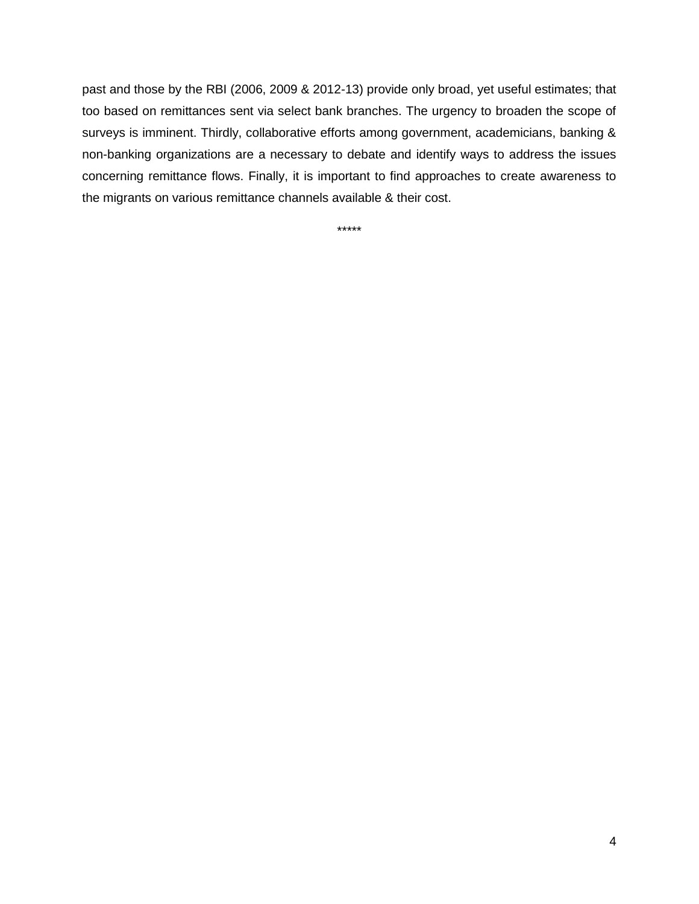past and those by the RBI (2006, 2009 & 2012-13) provide only broad, yet useful estimates; that too based on remittances sent via select bank branches. The urgency to broaden the scope of surveys is imminent. Thirdly, collaborative efforts among government, academicians, banking & non-banking organizations are a necessary to debate and identify ways to address the issues concerning remittance flows. Finally, it is important to find approaches to create awareness to the migrants on various remittance channels available & their cost.

*****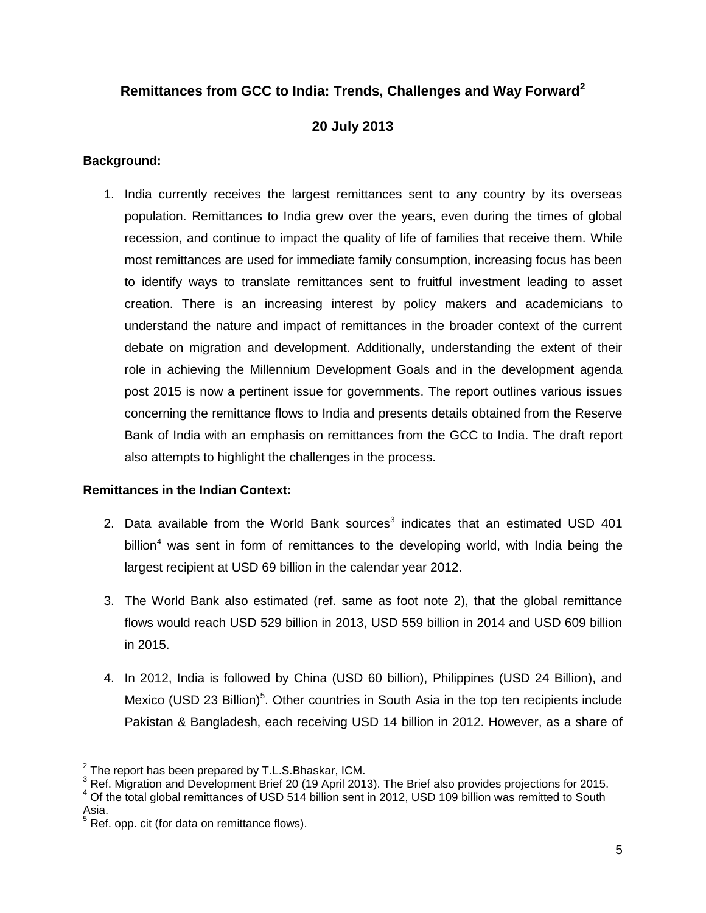## Remittances from GCC to India: Trends, Challenges and Way Forward[2]

### 20 July 2013

**Background:**

1. India currently receives the largest remittances sent to any country by its overseas population. Remittances to India grew over the years, even during the times of global recession, and continue to impact the quality of life of families that receive them. While most remittances are used for immediate family consumption, increasing focus has been to identify ways to translate remittances sent to fruitful investment leading to asset creation. There is an increasing interest by policy makers and academicians to understand the nature and impact of remittances in the broader context of the current debate on migration and development. Additionally, understanding the extent of their role in achieving the Millennium Development Goals and in the development agenda post 2015 is now a pertinent issue for governments. The report outlines various issues concerning the remittance flows to India and presents details obtained from the Reserve Bank of India with an emphasis on remittances from the GCC to India. The draft report also attempts to highlight the challenges in the process.

**Remittances in the Indian Context:**

2. Data available from the World Bank sources[3] indicates that an estimated USD 401 billion[4] was sent in form of remittances to the developing world, with India being the largest recipient at USD 69 billion in the calendar year 2012.

3. The World Bank also estimated (ref. same as foot note 2), that the global remittance flows would reach USD 529 billion in 2013, USD 559 billion in 2014 and USD 609 billion in 2015.

4. In 2012, India is followed by China (USD 60 billion), Philippines (USD 24 Billion), and Mexico (USD 23 Billion)[5]. Other countries in South Asia in the top ten recipients include Pakistan & Bangladesh, each receiving USD 14 billion in 2012. However, as a share of

---

[2] The report has been prepared by T.L.S.Bhaskar, ICM.

[3] Ref. Migration and Development Brief 20 (19 April 2013). The Brief also provides projections for 2015.

[4] Of the total global remittances of USD 514 billion sent in 2012, USD 109 billion was remitted to South Asia.

[5] Ref. opp. cit (for data on remittance flows).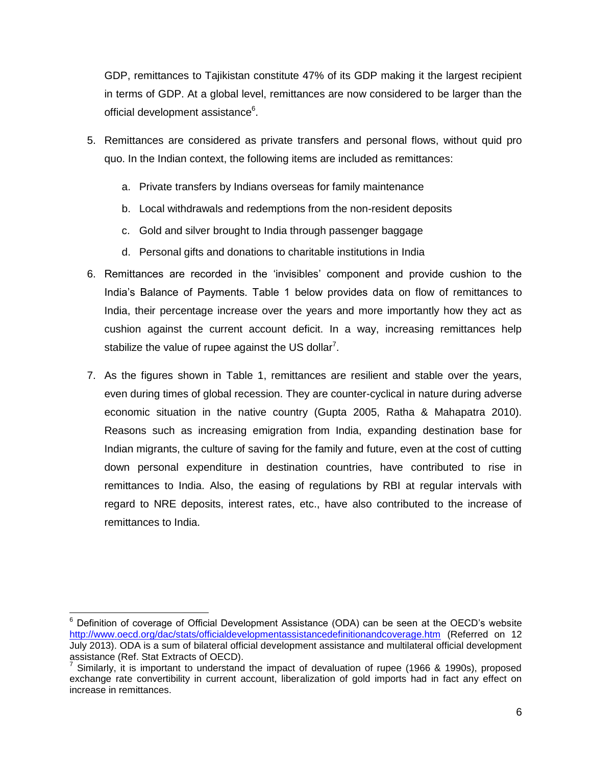GDP, remittances to Tajikistan constitute 47% of its GDP making it the largest recipient in terms of GDP. At a global level, remittances are now considered to be larger than the official development assistance[6].

5. Remittances are considered as private transfers and personal flows, without quid pro quo. In the Indian context, the following items are included as remittances:

   a. Private transfers by Indians overseas for family maintenance
   b. Local withdrawals and redemptions from the non-resident deposits
   c. Gold and silver brought to India through passenger baggage
   d. Personal gifts and donations to charitable institutions in India

6. Remittances are recorded in the 'invisibles' component and provide cushion to the India's Balance of Payments. Table 1 below provides data on flow of remittances to India, their percentage increase over the years and more importantly how they act as cushion against the current account deficit. In a way, increasing remittances help stabilize the value of rupee against the US dollar[7].

7. As the figures shown in Table 1, remittances are resilient and stable over the years, even during times of global recession. They are counter-cyclical in nature during adverse economic situation in the native country (Gupta 2005, Ratha & Mahapatra 2010). Reasons such as increasing emigration from India, expanding destination base for Indian migrants, the culture of saving for the family and future, even at the cost of cutting down personal expenditure in destination countries, have contributed to rise in remittances to India. Also, the easing of regulations by RBI at regular intervals with regard to NRE deposits, interest rates, etc., have also contributed to the increase of remittances to India.

---

[6] Definition of coverage of Official Development Assistance (ODA) can be seen at the OECD's website http://www.oecd.org/dac/stats/officialdevelopmentassistancedefinitionandcoverage.htm (Referred on 12 July 2013). ODA is a sum of bilateral official development assistance and multilateral official development assistance (Ref. Stat Extracts of OECD).

[7] Similarly, it is important to understand the impact of devaluation of rupee (1966 & 1990s), proposed exchange rate convertibility in current account, liberalization of gold imports had in fact any effect on increase in remittances.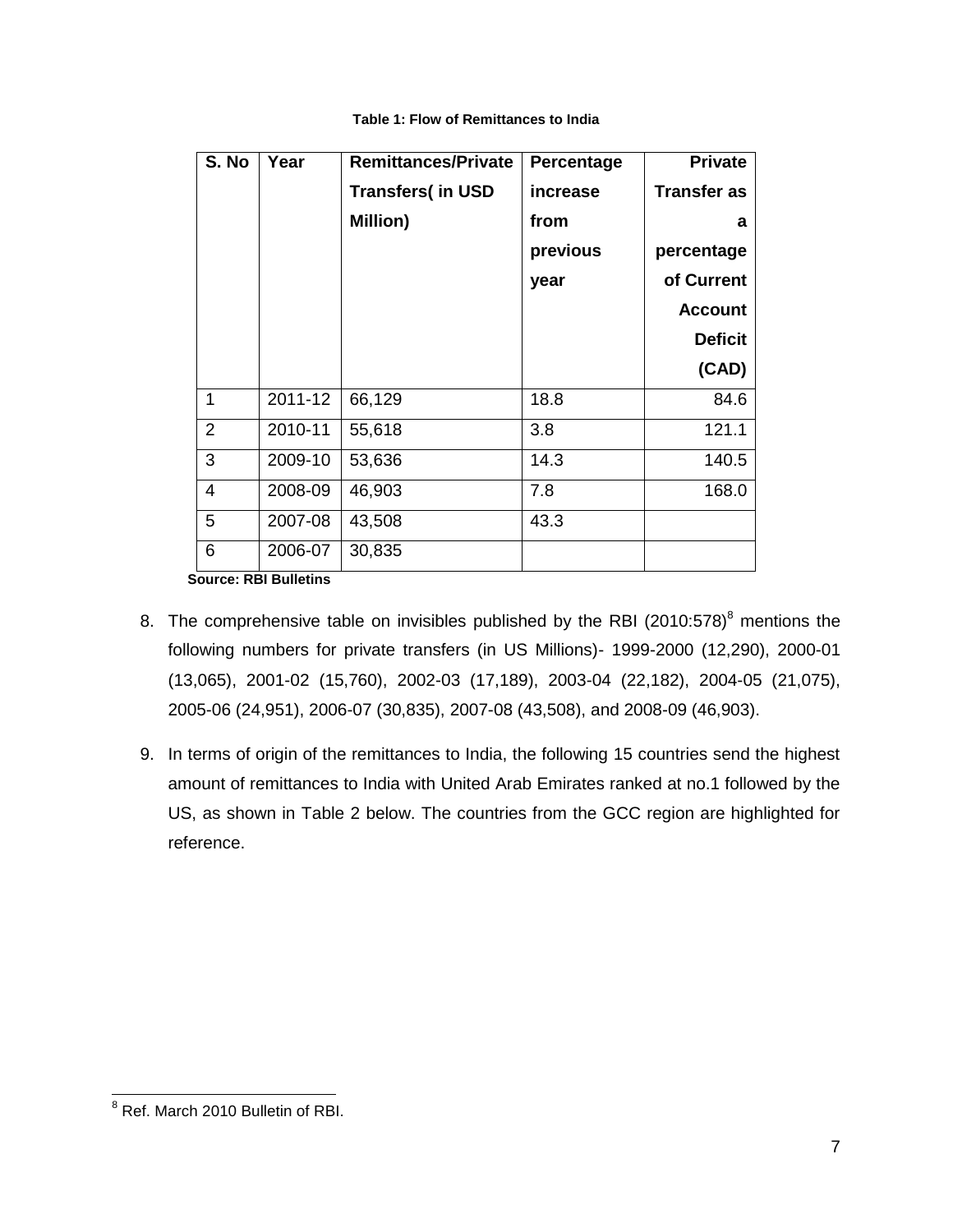**Table 1: Flow of Remittances to India**

| S. No | Year | Remittances/Private Transfers( in USD Million) | Percentage increase from previous year | Private Transfer as a percentage of Current Account Deficit (CAD) |
|---|---|---|---|---|
| 1 | 2011-12 | 66,129 | 18.8 | 84.6 |
| 2 | 2010-11 | 55,618 | 3.8 | 121.1 |
| 3 | 2009-10 | 53,636 | 14.3 | 140.5 |
| 4 | 2008-09 | 46,903 | 7.8 | 168.0 |
| 5 | 2007-08 | 43,508 | 43.3 | |
| 6 | 2006-07 | 30,835 | | |

**Source: RBI Bulletins**

8. The comprehensive table on invisibles published by the RBI (2010:578)[8] mentions the following numbers for private transfers (in US Millions)- 1999-2000 (12,290), 2000-01 (13,065), 2001-02 (15,760), 2002-03 (17,189), 2003-04 (22,182), 2004-05 (21,075), 2005-06 (24,951), 2006-07 (30,835), 2007-08 (43,508), and 2008-09 (46,903).

9. In terms of origin of the remittances to India, the following 15 countries send the highest amount of remittances to India with United Arab Emirates ranked at no.1 followed by the US, as shown in Table 2 below. The countries from the GCC region are highlighted for reference.

[8] Ref. March 2010 Bulletin of RBI.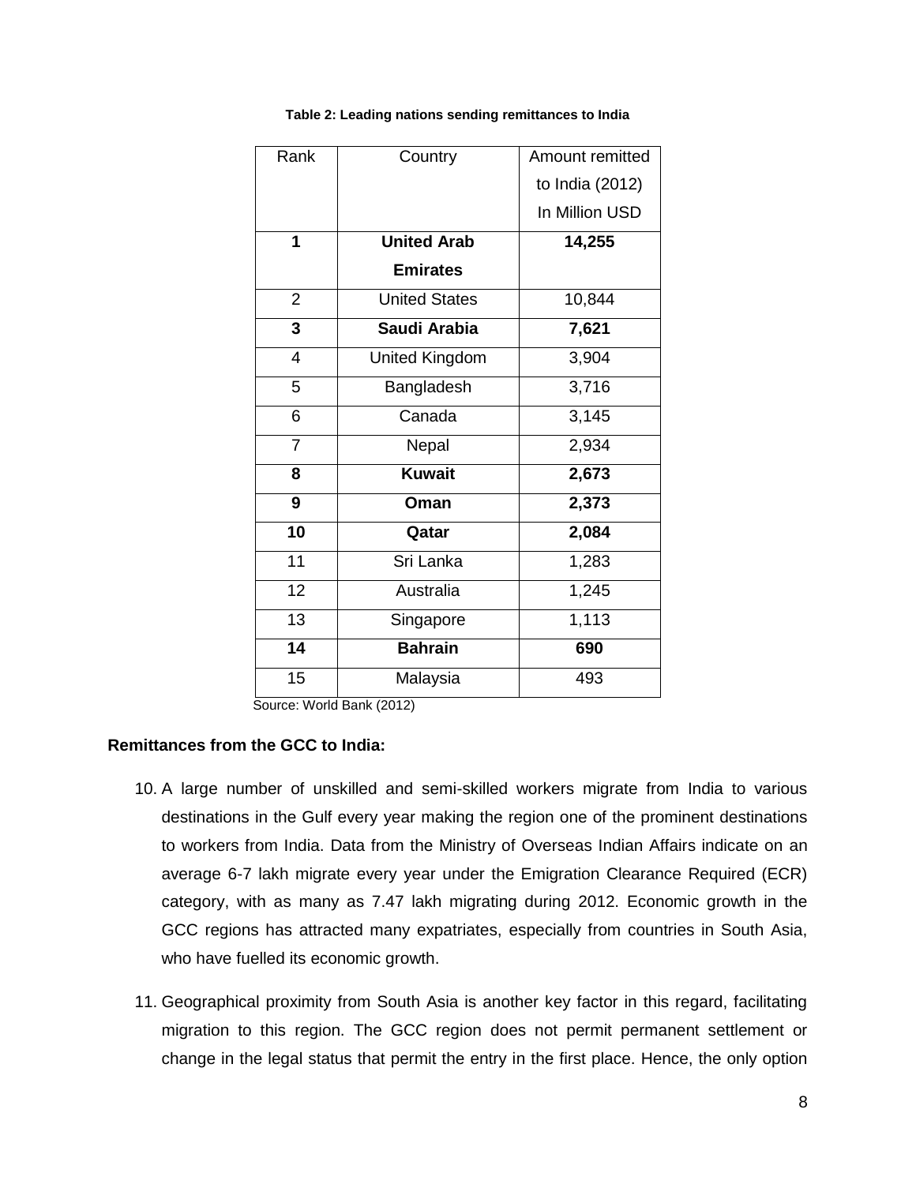**Table 2: Leading nations sending remittances to India**

| Rank | Country | Amount remitted to India (2012) In Million USD |
|---|---|---|
| **1** | **United Arab Emirates** | **14,255** |
| 2 | United States | 10,844 |
| **3** | **Saudi Arabia** | **7,621** |
| 4 | United Kingdom | 3,904 |
| 5 | Bangladesh | 3,716 |
| 6 | Canada | 3,145 |
| 7 | Nepal | 2,934 |
| **8** | **Kuwait** | **2,673** |
| **9** | **Oman** | **2,373** |
| **10** | **Qatar** | **2,084** |
| 11 | Sri Lanka | 1,283 |
| 12 | Australia | 1,245 |
| 13 | Singapore | 1,113 |
| **14** | **Bahrain** | **690** |
| 15 | Malaysia | 493 |

Source: World Bank (2012)

**Remittances from the GCC to India:**

10. A large number of unskilled and semi-skilled workers migrate from India to various destinations in the Gulf every year making the region one of the prominent destinations to workers from India. Data from the Ministry of Overseas Indian Affairs indicate on an average 6-7 lakh migrate every year under the Emigration Clearance Required (ECR) category, with as many as 7.47 lakh migrating during 2012. Economic growth in the GCC regions has attracted many expatriates, especially from countries in South Asia, who have fuelled its economic growth.

11. Geographical proximity from South Asia is another key factor in this regard, facilitating migration to this region. The GCC region does not permit permanent settlement or change in the legal status that permit the entry in the first place. Hence, the only option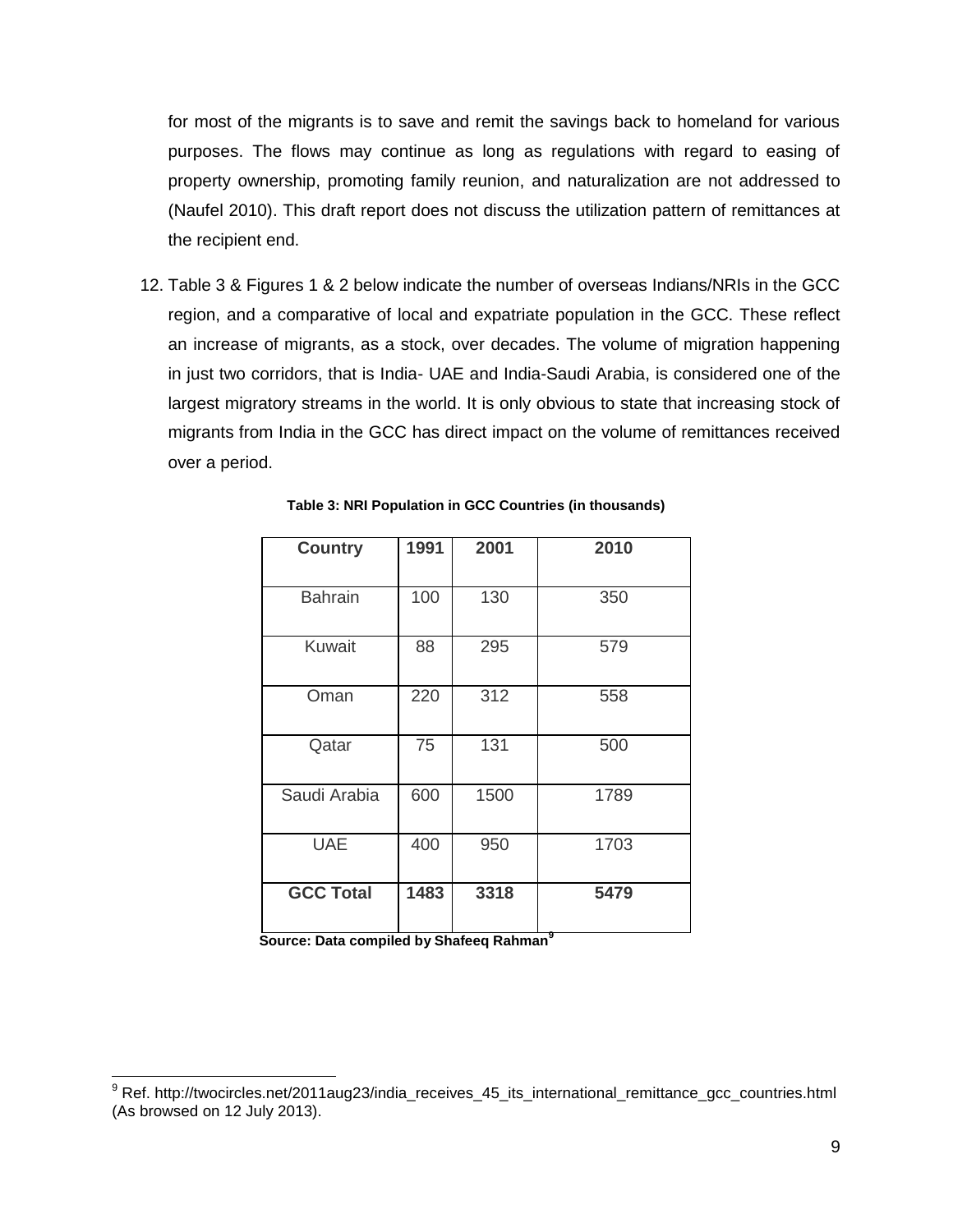for most of the migrants is to save and remit the savings back to homeland for various purposes. The flows may continue as long as regulations with regard to easing of property ownership, promoting family reunion, and naturalization are not addressed to (Naufel 2010). This draft report does not discuss the utilization pattern of remittances at the recipient end.

12. Table 3 & Figures 1 & 2 below indicate the number of overseas Indians/NRIs in the GCC region, and a comparative of local and expatriate population in the GCC. These reflect an increase of migrants, as a stock, over decades. The volume of migration happening in just two corridors, that is India- UAE and India-Saudi Arabia, is considered one of the largest migratory streams in the world. It is only obvious to state that increasing stock of migrants from India in the GCC has direct impact on the volume of remittances received over a period.

**Table 3: NRI Population in GCC Countries (in thousands)**

| Country | 1991 | 2001 | 2010 |
|---|---|---|---|
| Bahrain | 100 | 130 | 350 |
| Kuwait | 88 | 295 | 579 |
| Oman | 220 | 312 | 558 |
| Qatar | 75 | 131 | 500 |
| Saudi Arabia | 600 | 1500 | 1789 |
| UAE | 400 | 950 | 1703 |
| **GCC Total** | **1483** | **3318** | **5479** |

**Source: Data compiled by Shafeeq Rahman[9]**

[9] Ref. http://twocircles.net/2011aug23/india_receives_45_its_international_remittance_gcc_countries.html (As browsed on 12 July 2013).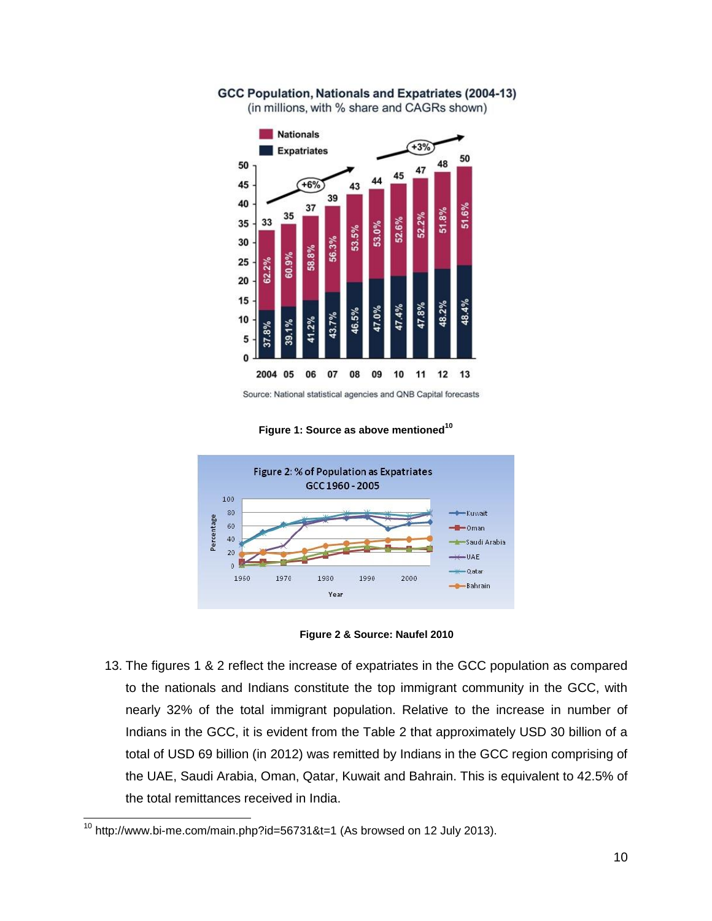Figure 1: Source as above mentioned[10]

Figure 2 & Source: Naufel 2010

13. The figures 1 & 2 reflect the increase of expatriates in the GCC population as compared to the nationals and Indians constitute the top immigrant community in the GCC, with nearly 32% of the total immigrant population. Relative to the increase in number of Indians in the GCC, it is evident from the Table 2 that approximately USD 30 billion of a total of USD 69 billion (in 2012) was remitted by Indians in the GCC region comprising of the UAE, Saudi Arabia, Oman, Qatar, Kuwait and Bahrain. This is equivalent to 42.5% of the total remittances received in India.

[10] http://www.bi-me.com/main.php?id=56731&t=1 (As browsed on 12 July 2013).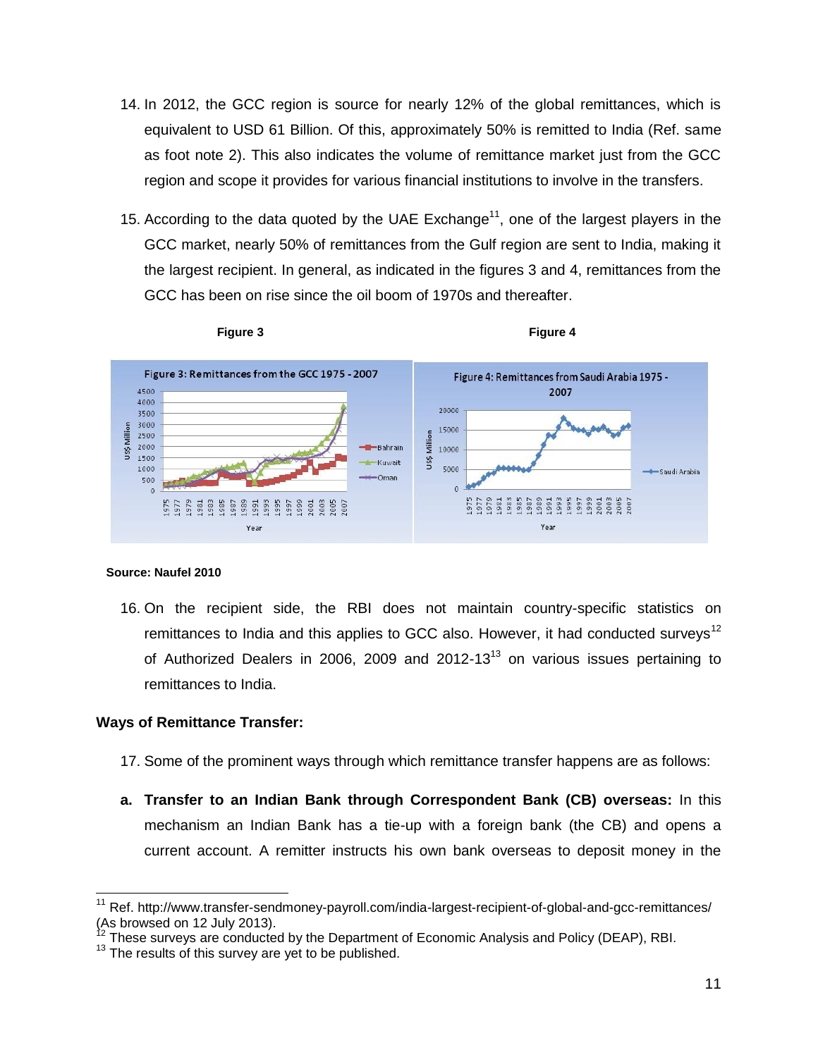14. In 2012, the GCC region is source for nearly 12% of the global remittances, which is equivalent to USD 61 Billion. Of this, approximately 50% is remitted to India (Ref. same as foot note 2). This also indicates the volume of remittance market just from the GCC region and scope it provides for various financial institutions to involve in the transfers.

15. According to the data quoted by the UAE Exchange[11], one of the largest players in the GCC market, nearly 50% of remittances from the Gulf region are sent to India, making it the largest recipient. In general, as indicated in the figures 3 and 4, remittances from the GCC has been on rise since the oil boom of 1970s and thereafter.

**Figure 3** **Figure 4**

**Source: Naufel 2010**

16. On the recipient side, the RBI does not maintain country-specific statistics on remittances to India and this applies to GCC also. However, it had conducted surveys[12] of Authorized Dealers in 2006, 2009 and 2012-13[13] on various issues pertaining to remittances to India.

**Ways of Remittance Transfer:**

17. Some of the prominent ways through which remittance transfer happens are as follows:

**a. Transfer to an Indian Bank through Correspondent Bank (CB) overseas:** In this mechanism an Indian Bank has a tie-up with a foreign bank (the CB) and opens a current account. A remitter instructs his own bank overseas to deposit money in the

---

[11] Ref. http://www.transfer-sendmoney-payroll.com/india-largest-recipient-of-global-and-gcc-remittances/ (As browsed on 12 July 2013).

[12] These surveys are conducted by the Department of Economic Analysis and Policy (DEAP), RBI.

[13] The results of this survey are yet to be published.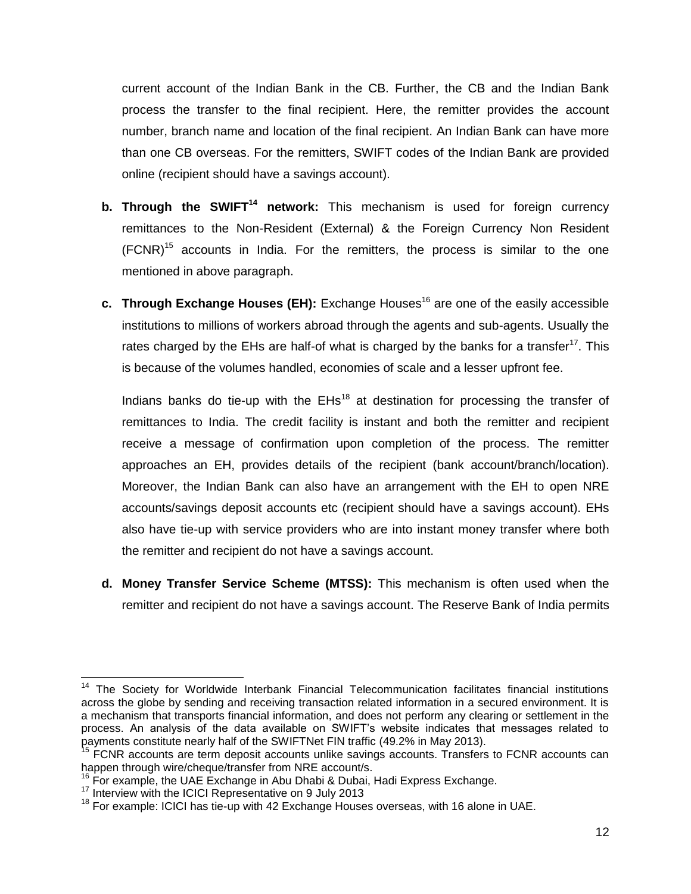current account of the Indian Bank in the CB. Further, the CB and the Indian Bank process the transfer to the final recipient. Here, the remitter provides the account number, branch name and location of the final recipient. An Indian Bank can have more than one CB overseas. For the remitters, SWIFT codes of the Indian Bank are provided online (recipient should have a savings account).

**b. Through the SWIFT[14] network:** This mechanism is used for foreign currency remittances to the Non-Resident (External) & the Foreign Currency Non Resident (FCNR)[15] accounts in India. For the remitters, the process is similar to the one mentioned in above paragraph.

**c. Through Exchange Houses (EH):** Exchange Houses[16] are one of the easily accessible institutions to millions of workers abroad through the agents and sub-agents. Usually the rates charged by the EHs are half-of what is charged by the banks for a transfer[17]. This is because of the volumes handled, economies of scale and a lesser upfront fee.

Indians banks do tie-up with the EHs[18] at destination for processing the transfer of remittances to India. The credit facility is instant and both the remitter and recipient receive a message of confirmation upon completion of the process. The remitter approaches an EH, provides details of the recipient (bank account/branch/location). Moreover, the Indian Bank can also have an arrangement with the EH to open NRE accounts/savings deposit accounts etc (recipient should have a savings account). EHs also have tie-up with service providers who are into instant money transfer where both the remitter and recipient do not have a savings account.

**d. Money Transfer Service Scheme (MTSS):** This mechanism is often used when the remitter and recipient do not have a savings account. The Reserve Bank of India permits

---

[14] The Society for Worldwide Interbank Financial Telecommunication facilitates financial institutions across the globe by sending and receiving transaction related information in a secured environment. It is a mechanism that transports financial information, and does not perform any clearing or settlement in the process. An analysis of the data available on SWIFT's website indicates that messages related to payments constitute nearly half of the SWIFTNet FIN traffic (49.2% in May 2013).

[15] FCNR accounts are term deposit accounts unlike savings accounts. Transfers to FCNR accounts can happen through wire/cheque/transfer from NRE account/s.

[16] For example, the UAE Exchange in Abu Dhabi & Dubai, Hadi Express Exchange.

[17] Interview with the ICICI Representative on 9 July 2013

[18] For example: ICICI has tie-up with 42 Exchange Houses overseas, with 16 alone in UAE.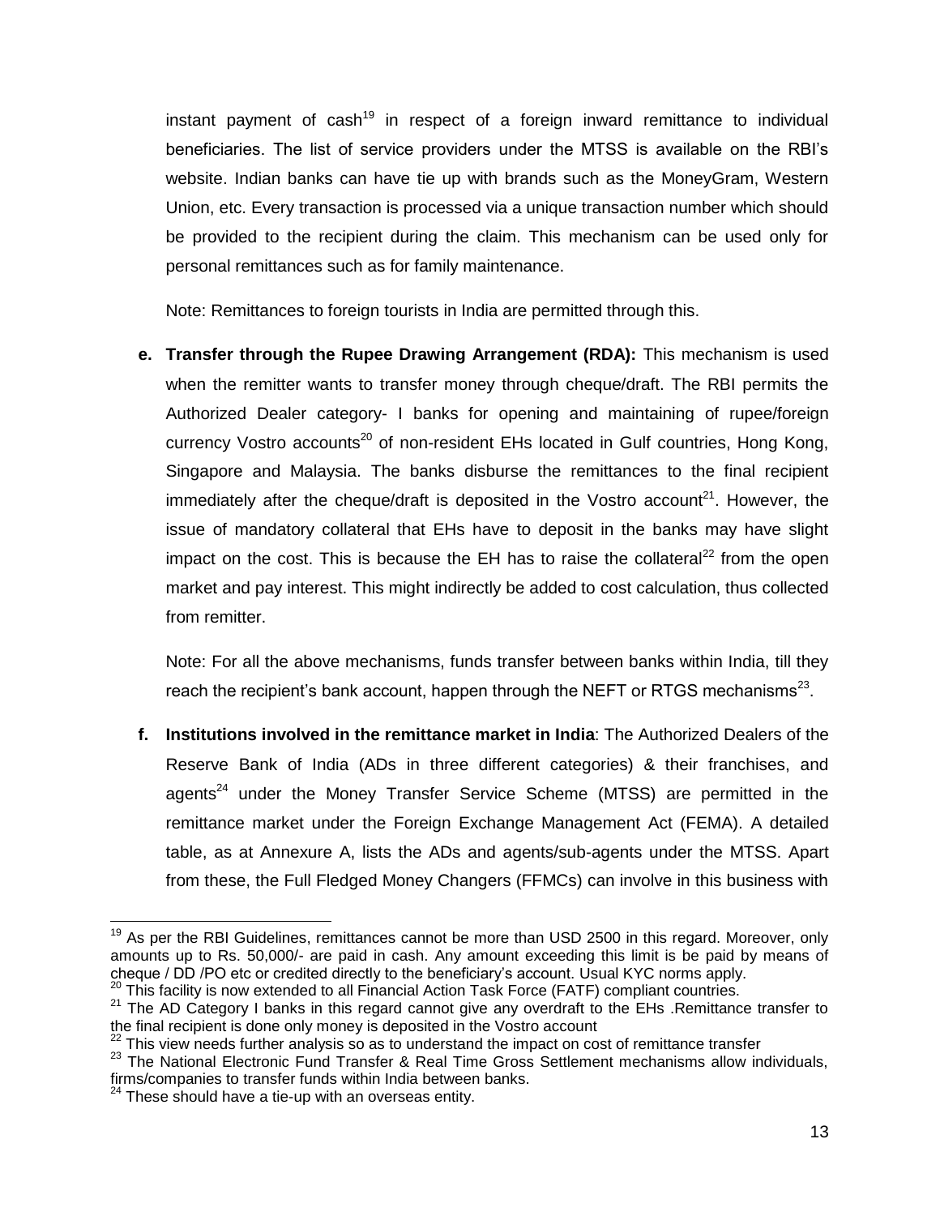instant payment of cash[19] in respect of a foreign inward remittance to individual beneficiaries. The list of service providers under the MTSS is available on the RBI's website. Indian banks can have tie up with brands such as the MoneyGram, Western Union, etc. Every transaction is processed via a unique transaction number which should be provided to the recipient during the claim. This mechanism can be used only for personal remittances such as for family maintenance.

Note: Remittances to foreign tourists in India are permitted through this.

**e. Transfer through the Rupee Drawing Arrangement (RDA):** This mechanism is used when the remitter wants to transfer money through cheque/draft. The RBI permits the Authorized Dealer category- I banks for opening and maintaining of rupee/foreign currency Vostro accounts[20] of non-resident EHs located in Gulf countries, Hong Kong, Singapore and Malaysia. The banks disburse the remittances to the final recipient immediately after the cheque/draft is deposited in the Vostro account[21]. However, the issue of mandatory collateral that EHs have to deposit in the banks may have slight impact on the cost. This is because the EH has to raise the collateral[22] from the open market and pay interest. This might indirectly be added to cost calculation, thus collected from remitter.

Note: For all the above mechanisms, funds transfer between banks within India, till they reach the recipient's bank account, happen through the NEFT or RTGS mechanisms[23].

**f. Institutions involved in the remittance market in India**: The Authorized Dealers of the Reserve Bank of India (ADs in three different categories) & their franchises, and agents[24] under the Money Transfer Service Scheme (MTSS) are permitted in the remittance market under the Foreign Exchange Management Act (FEMA). A detailed table, as at Annexure A, lists the ADs and agents/sub-agents under the MTSS. Apart from these, the Full Fledged Money Changers (FFMCs) can involve in this business with

---

[19] As per the RBI Guidelines, remittances cannot be more than USD 2500 in this regard. Moreover, only amounts up to Rs. 50,000/- are paid in cash. Any amount exceeding this limit is be paid by means of cheque / DD /PO etc or credited directly to the beneficiary's account. Usual KYC norms apply.

[20] This facility is now extended to all Financial Action Task Force (FATF) compliant countries.

[21] The AD Category I banks in this regard cannot give any overdraft to the EHs .Remittance transfer to the final recipient is done only money is deposited in the Vostro account

[22] This view needs further analysis so as to understand the impact on cost of remittance transfer

[23] The National Electronic Fund Transfer & Real Time Gross Settlement mechanisms allow individuals, firms/companies to transfer funds within India between banks.

[24] These should have a tie-up with an overseas entity.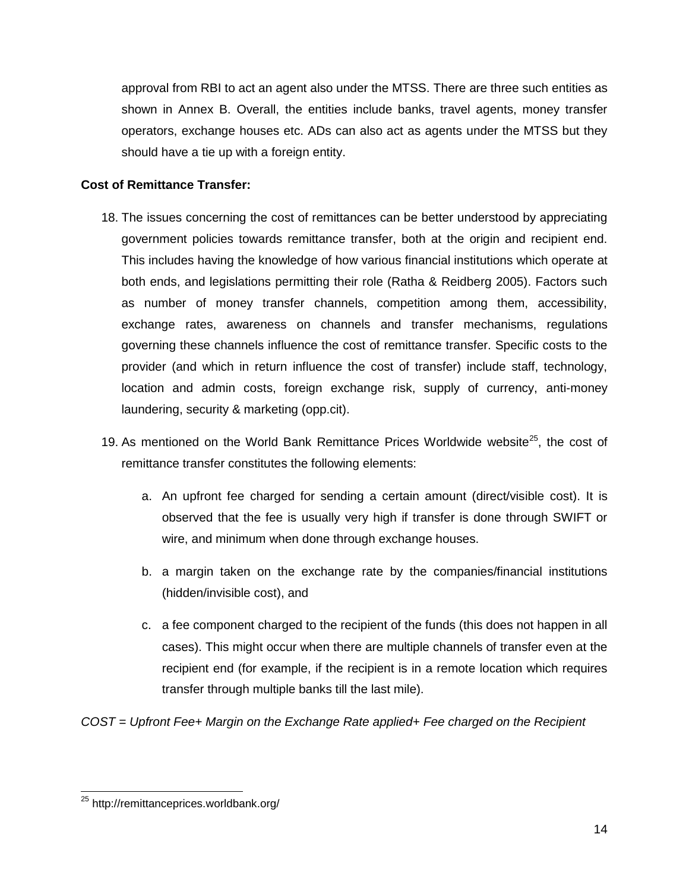approval from RBI to act an agent also under the MTSS. There are three such entities as shown in Annex B. Overall, the entities include banks, travel agents, money transfer operators, exchange houses etc. ADs can also act as agents under the MTSS but they should have a tie up with a foreign entity.

**Cost of Remittance Transfer:**

18. The issues concerning the cost of remittances can be better understood by appreciating government policies towards remittance transfer, both at the origin and recipient end. This includes having the knowledge of how various financial institutions which operate at both ends, and legislations permitting their role (Ratha & Reidberg 2005). Factors such as number of money transfer channels, competition among them, accessibility, exchange rates, awareness on channels and transfer mechanisms, regulations governing these channels influence the cost of remittance transfer. Specific costs to the provider (and which in return influence the cost of transfer) include staff, technology, location and admin costs, foreign exchange risk, supply of currency, anti-money laundering, security & marketing (opp.cit).

19. As mentioned on the World Bank Remittance Prices Worldwide website[25], the cost of remittance transfer constitutes the following elements:

    a. An upfront fee charged for sending a certain amount (direct/visible cost). It is observed that the fee is usually very high if transfer is done through SWIFT or wire, and minimum when done through exchange houses.

    b. a margin taken on the exchange rate by the companies/financial institutions (hidden/invisible cost), and

    c. a fee component charged to the recipient of the funds (this does not happen in all cases). This might occur when there are multiple channels of transfer even at the recipient end (for example, if the recipient is in a remote location which requires transfer through multiple banks till the last mile).

*COST = Upfront Fee+ Margin on the Exchange Rate applied+ Fee charged on the Recipient*

---

[25] http://remittanceprices.worldbank.org/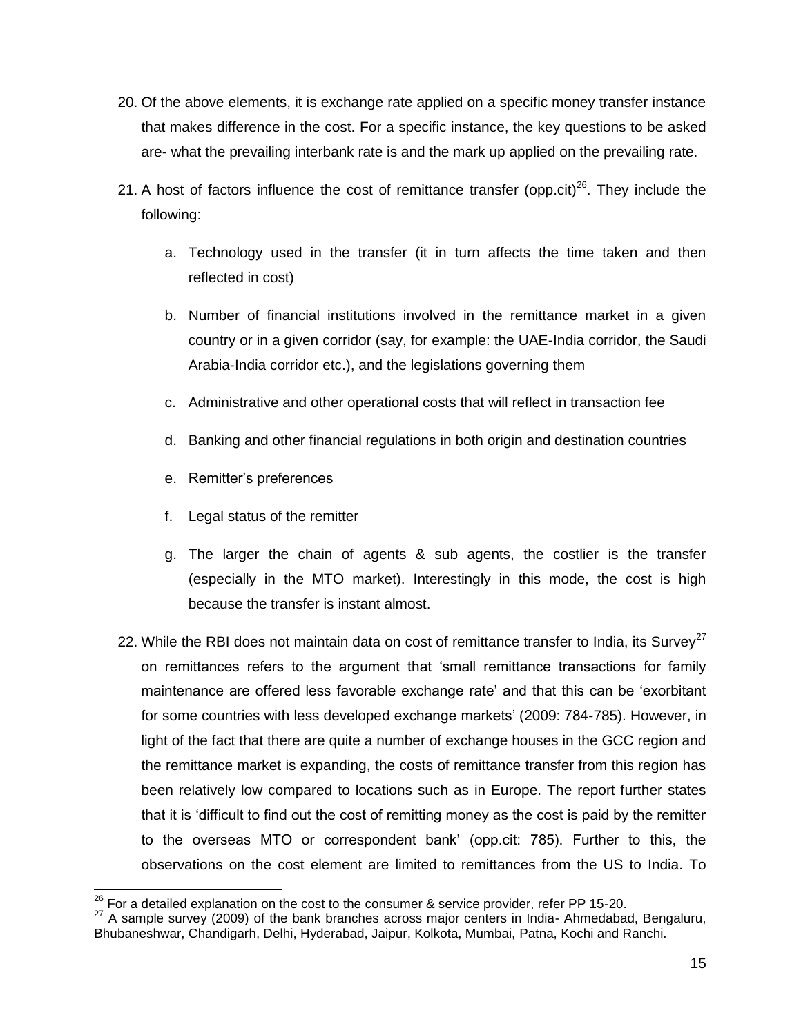20. Of the above elements, it is exchange rate applied on a specific money transfer instance that makes difference in the cost. For a specific instance, the key questions to be asked are- what the prevailing interbank rate is and the mark up applied on the prevailing rate.

21. A host of factors influence the cost of remittance transfer (opp.cit)[26]. They include the following:

    a. Technology used in the transfer (it in turn affects the time taken and then reflected in cost)

    b. Number of financial institutions involved in the remittance market in a given country or in a given corridor (say, for example: the UAE-India corridor, the Saudi Arabia-India corridor etc.), and the legislations governing them

    c. Administrative and other operational costs that will reflect in transaction fee

    d. Banking and other financial regulations in both origin and destination countries

    e. Remitter's preferences

    f. Legal status of the remitter

    g. The larger the chain of agents & sub agents, the costlier is the transfer (especially in the MTO market). Interestingly in this mode, the cost is high because the transfer is instant almost.

22. While the RBI does not maintain data on cost of remittance transfer to India, its Survey[27] on remittances refers to the argument that 'small remittance transactions for family maintenance are offered less favorable exchange rate' and that this can be 'exorbitant for some countries with less developed exchange markets' (2009: 784-785). However, in light of the fact that there are quite a number of exchange houses in the GCC region and the remittance market is expanding, the costs of remittance transfer from this region has been relatively low compared to locations such as in Europe. The report further states that it is 'difficult to find out the cost of remitting money as the cost is paid by the remitter to the overseas MTO or correspondent bank' (opp.cit: 785). Further to this, the observations on the cost element are limited to remittances from the US to India. To

---

[26] For a detailed explanation on the cost to the consumer & service provider, refer PP 15-20.

[27] A sample survey (2009) of the bank branches across major centers in India- Ahmedabad, Bengaluru, Bhubaneshwar, Chandigarh, Delhi, Hyderabad, Jaipur, Kolkota, Mumbai, Patna, Kochi and Ranchi.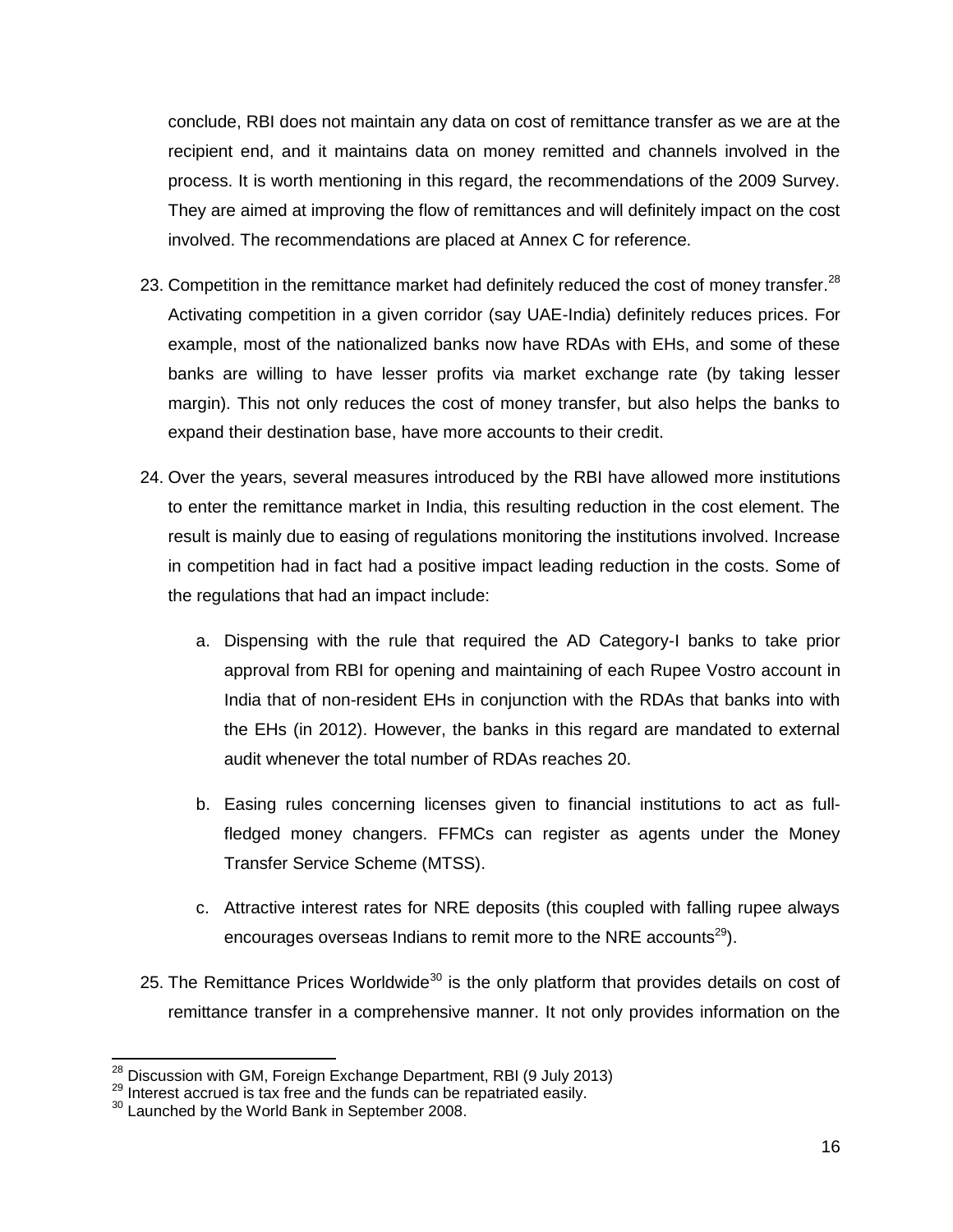conclude, RBI does not maintain any data on cost of remittance transfer as we are at the recipient end, and it maintains data on money remitted and channels involved in the process. It is worth mentioning in this regard, the recommendations of the 2009 Survey. They are aimed at improving the flow of remittances and will definitely impact on the cost involved. The recommendations are placed at Annex C for reference.

23. Competition in the remittance market had definitely reduced the cost of money transfer.[28] Activating competition in a given corridor (say UAE-India) definitely reduces prices. For example, most of the nationalized banks now have RDAs with EHs, and some of these banks are willing to have lesser profits via market exchange rate (by taking lesser margin). This not only reduces the cost of money transfer, but also helps the banks to expand their destination base, have more accounts to their credit.

24. Over the years, several measures introduced by the RBI have allowed more institutions to enter the remittance market in India, this resulting reduction in the cost element. The result is mainly due to easing of regulations monitoring the institutions involved. Increase in competition had in fact had a positive impact leading reduction in the costs. Some of the regulations that had an impact include:

    a. Dispensing with the rule that required the AD Category-I banks to take prior approval from RBI for opening and maintaining of each Rupee Vostro account in India that of non-resident EHs in conjunction with the RDAs that banks into with the EHs (in 2012). However, the banks in this regard are mandated to external audit whenever the total number of RDAs reaches 20.

    b. Easing rules concerning licenses given to financial institutions to act as full-fledged money changers. FFMCs can register as agents under the Money Transfer Service Scheme (MTSS).

    c. Attractive interest rates for NRE deposits (this coupled with falling rupee always encourages overseas Indians to remit more to the NRE accounts[29]).

25. The Remittance Prices Worldwide[30] is the only platform that provides details on cost of remittance transfer in a comprehensive manner. It not only provides information on the

---

[28] Discussion with GM, Foreign Exchange Department, RBI (9 July 2013)

[29] Interest accrued is tax free and the funds can be repatriated easily.

[30] Launched by the World Bank in September 2008.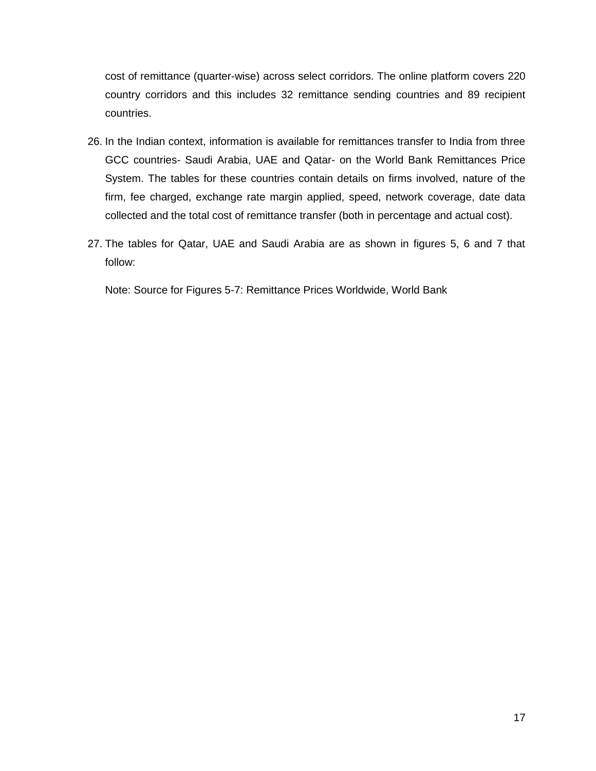cost of remittance (quarter-wise) across select corridors. The online platform covers 220 country corridors and this includes 32 remittance sending countries and 89 recipient countries.

26. In the Indian context, information is available for remittances transfer to India from three GCC countries- Saudi Arabia, UAE and Qatar- on the World Bank Remittances Price System. The tables for these countries contain details on firms involved, nature of the firm, fee charged, exchange rate margin applied, speed, network coverage, date data collected and the total cost of remittance transfer (both in percentage and actual cost).

27. The tables for Qatar, UAE and Saudi Arabia are as shown in figures 5, 6 and 7 that follow:

    Note: Source for Figures 5-7: Remittance Prices Worldwide, World Bank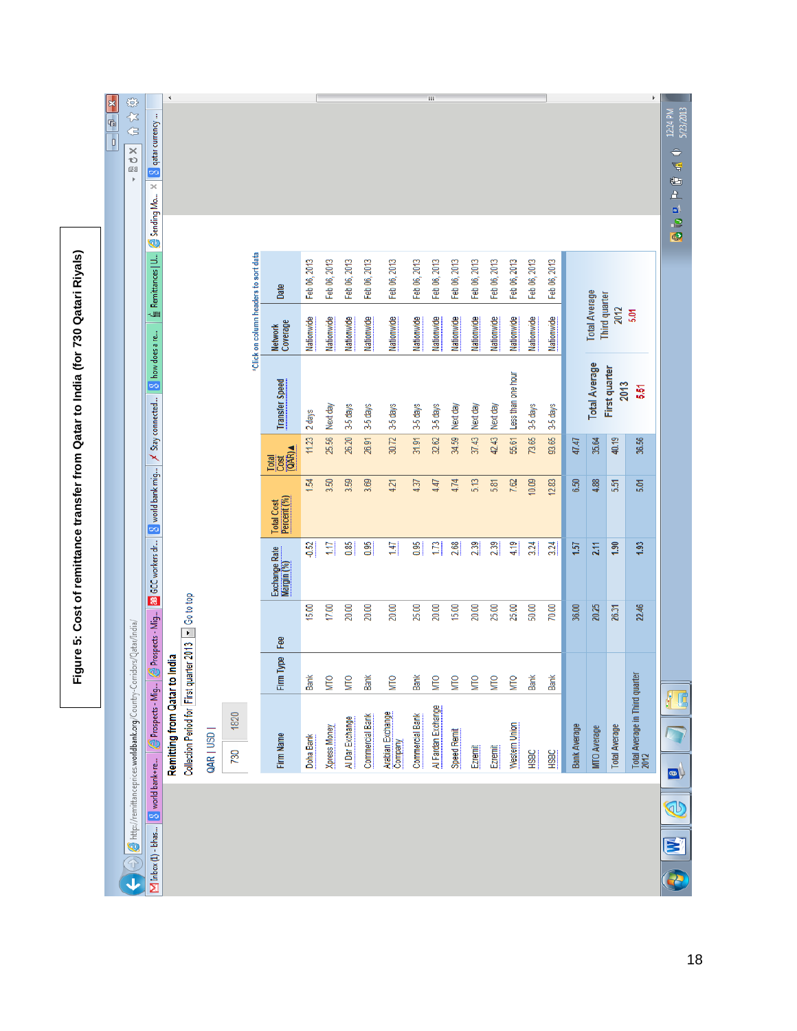**Figure 5: Cost of remittance transfer from Qatar to India (for 730 Qatari Riyals)**

Remitting from Qatar to India

Collection Period for First quarter 2013 | Go to top

QAR | USD |

730 | 1820

*Click on column headers to sort data

| Firm Name | Firm Type | Fee | Exchange Rate Margin (%) | Total Cost Percent (%) | Total Cost (QAR) | Transfer Speed | Network Coverage | Date |
|---|---|---|---|---|---|---|---|---|
| Doha Bank | Bank | 15.00 | -0.52 | 1.54 | 11.23 | 2 days | Nationwide | Feb 06, 2013 |
| Xpress Money | MTO | 17.00 | 1.17 | 3.50 | 25.56 | Next day | Nationwide | Feb 06, 2013 |
| Al Dar Exchange | MTO | 20.00 | 0.85 | 3.59 | 26.20 | 3-5 days | Nationwide | Feb 06, 2013 |
| Commercial Bank | Bank | 20.00 | 0.95 | 3.69 | 26.91 | 3-5 days | Nationwide | Feb 06, 2013 |
| Arabian Exchange Company | MTO | 20.00 | 1.47 | 4.21 | 30.72 | 3-5 days | Nationwide | Feb 06, 2013 |
| Commercial Bank | Bank | 25.00 | 0.95 | 4.37 | 31.91 | 3-5 days | Nationwide | Feb 06, 2013 |
| Al Fardan Exchange | MTO | 20.00 | 1.73 | 4.47 | 32.62 | 3-5 days | Nationwide | Feb 06, 2013 |
| Speed Remit | MTO | 15.00 | 2.68 | 4.74 | 34.59 | Next day | Nationwide | Feb 06, 2013 |
| Ezremit | MTO | 20.00 | 2.39 | 5.13 | 37.43 | Next day | Nationwide | Feb 06, 2013 |
| Ezremit | MTO | 25.00 | 2.39 | 5.81 | 42.43 | Next day | Nationwide | Feb 06, 2013 |
| Western Union | MTO | 25.00 | 4.19 | 7.62 | 55.61 | Less than one hour | Nationwide | Feb 06, 2013 |
| HSBC | Bank | 50.00 | 3.24 | 10.09 | 73.65 | 3-5 days | Nationwide | Feb 06, 2013 |
| HSBC | Bank | 70.00 | 3.24 | 12.83 | 93.65 | 3-5 days | Nationwide | Feb 06, 2013 |
| Bank Average | | 36.00 | 1.57 | 6.50 | 47.47 | | | |
| MTO Average | | 20.25 | 2.11 | 4.88 | 35.64 | | | |
| Total Average | | 26.31 | 1.90 | 5.51 | 40.19 | | | |
| Total Average in Third quarter 2012 | | 22.46 | 1.93 | 5.01 | 36.56 | | | |

| Total Average First quarter 2013 | Total Average Third quarter 2012 |
|---|---|
| 5.51 | 5.01 |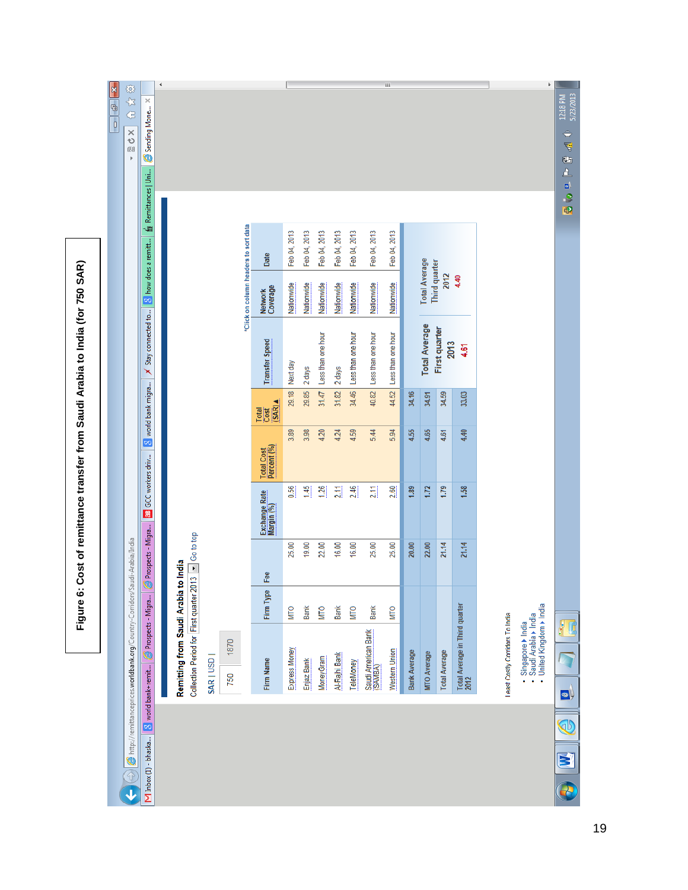**Figure 6: Cost of remittance transfer from Saudi Arabia to India (for 750 SAR)**

Remitting from Saudi Arabia to India

Collection Period for First quarter 2013 Go to top

SAR | USD |

750 | 1870

*Click on column headers to sort data

| Firm Name | Firm Type | Fee | Exchange Rate Margin (%) | Total Cost Percent (%) | Total Cost (SAR) | Transfer Speed | Network Coverage | Date |
|---|---|---|---|---|---|---|---|---|
| Express Money | MTO | 25.00 | 0.56 | 3.89 | 29.18 | Next day | Nationwide | Feb 04, 2013 |
| Enjaz Bank | Bank | 19.00 | 1.45 | 3.98 | 29.85 | 2 days | Nationwide | Feb 04, 2013 |
| MoneyGram | MTO | 22.00 | 1.26 | 4.20 | 31.47 | Less than one hour | Nationwide | Feb 04, 2013 |
| Al-Rajhi Bank | Bank | 16.00 | 2.11 | 4.24 | 31.82 | 2 days | Nationwide | Feb 04, 2013 |
| TeleMoney | MTO | 16.00 | 2.46 | 4.59 | 34.46 | Less than one hour | Nationwide | Feb 04, 2013 |
| Saudi American Bank (SAMBA) | Bank | 25.00 | 2.11 | 5.44 | 40.82 | Less than one hour | Nationwide | Feb 04, 2013 |
| Western Union | MTO | 25.00 | 2.60 | 5.94 | 44.52 | Less than one hour | Nationwide | Feb 04, 2013 |
| Bank Average | | 20.00 | 1.89 | 4.55 | 34.16 | | | |
| MTO Average | | 22.00 | 1.72 | 4.65 | 34.91 | | | |
| Total Average | | 21.14 | 1.79 | 4.61 | 34.59 | | | |
| Total Average in Third quarter 2012 | | 21.14 | 1.58 | 4.40 | 33.03 | | | |

| Total Average First quarter 2013 | Total Average Third quarter 2012 |
|---|---|
| 4.61 | 4.40 |

Least Costly Corridors To India

- Singapore ▸ India
- Saudi Arabia ▸ India
- United Kingdom ▸ India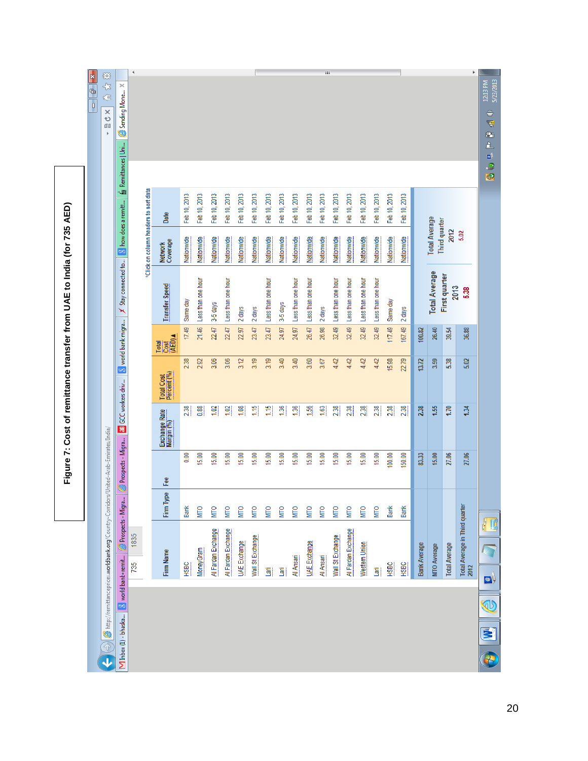**Figure 7: Cost of remittance transfer from UAE to India (for 735 AED)**

| Firm Name | Firm Type | Fee | Exchange Rate Margin (%) | Total Cost Percent (%) | Total Cost (AED) | Transfer Speed | Network Coverage | Date |
|---|---|---|---|---|---|---|---|---|
| HSBC | Bank | 0.00 | 2.38 | 2.38 | 17.49 | Same day | Nationwide | Feb 10, 2013 |
| MoneyGram | MTO | 15.00 | 0.88 | 2.92 | 21.46 | Less than one hour | Nationwide | Feb 10, 2013 |
| Al Fardan Exchange | MTO | 15.00 | 1.02 | 3.06 | 22.47 | 3-5 days | Nationwide | Feb 10, 2013 |
| Al Fardan Exchange | MTO | 15.00 | 1.02 | 3.06 | 22.47 | Less than one hour | Nationwide | Feb 10, 2013 |
| UAE Exchange | MTO | 15.00 | 1.08 | 3.12 | 22.97 | 2 days | Nationwide | Feb 10, 2013 |
| Wall St Exchange | MTO | 15.00 | 1.15 | 3.19 | 23.47 | 2 days | Nationwide | Feb 10, 2013 |
| Lari | MTO | 15.00 | 1.15 | 3.19 | 23.47 | Less than one hour | Nationwide | Feb 10, 2013 |
| Lari | MTO | 15.00 | 1.36 | 3.40 | 24.97 | 3-5 days | Nationwide | Feb 10, 2013 |
| Al Ansari | MTO | 15.00 | 1.36 | 3.40 | 24.97 | Less than one hour | Nationwide | Feb 10, 2013 |
| UAE Exchange | MTO | 15.00 | 1.56 | 3.60 | 26.47 | Less than one hour | Nationwide | Feb 10, 2013 |
| Al Ansari | MTO | 15.00 | 1.63 | 3.67 | 26.98 | 2 days | Nationwide | Feb 10, 2013 |
| Wall St Exchange | MTO | 15.00 | 2.38 | 4.42 | 32.49 | Less than one hour | Nationwide | Feb 10, 2013 |
| Al Fardan Exchange | MTO | 15.00 | 2.38 | 4.42 | 32.49 | Less than one hour | Nationwide | Feb 10, 2013 |
| Western Union | MTO | 15.00 | 2.38 | 4.42 | 32.49 | Less than one hour | Nationwide | Feb 10, 2013 |
| Lari | MTO | 15.00 | 2.38 | 4.42 | 32.49 | Less than one hour | Nationwide | Feb 10, 2013 |
| HSBC | Bank | 100.00 | 2.38 | 15.98 | 117.49 | Same day | Nationwide | Feb 10, 2013 |
| HSBC | Bank | 150.00 | 2.38 | 22.79 | 167.49 | 2 days | Nationwide | Feb 10, 2013 |
| Bank Average | | 83.33 | 2.38 | 13.72 | 100.82 | | | |
| MTO Average | | 15.00 | 1.55 | 3.59 | 26.40 | | | |
| Total Average | | 27.06 | 1.70 | 5.38 | 39.54 | | | |
| Total Average in Third quarter 2012 | | 27.06 | 1.34 | 5.02 | 36.88 | | | |

| Total Average First quarter 2013 | Total Average Third quarter 2012 |
|---|---|
| 5.38 | 5.02 |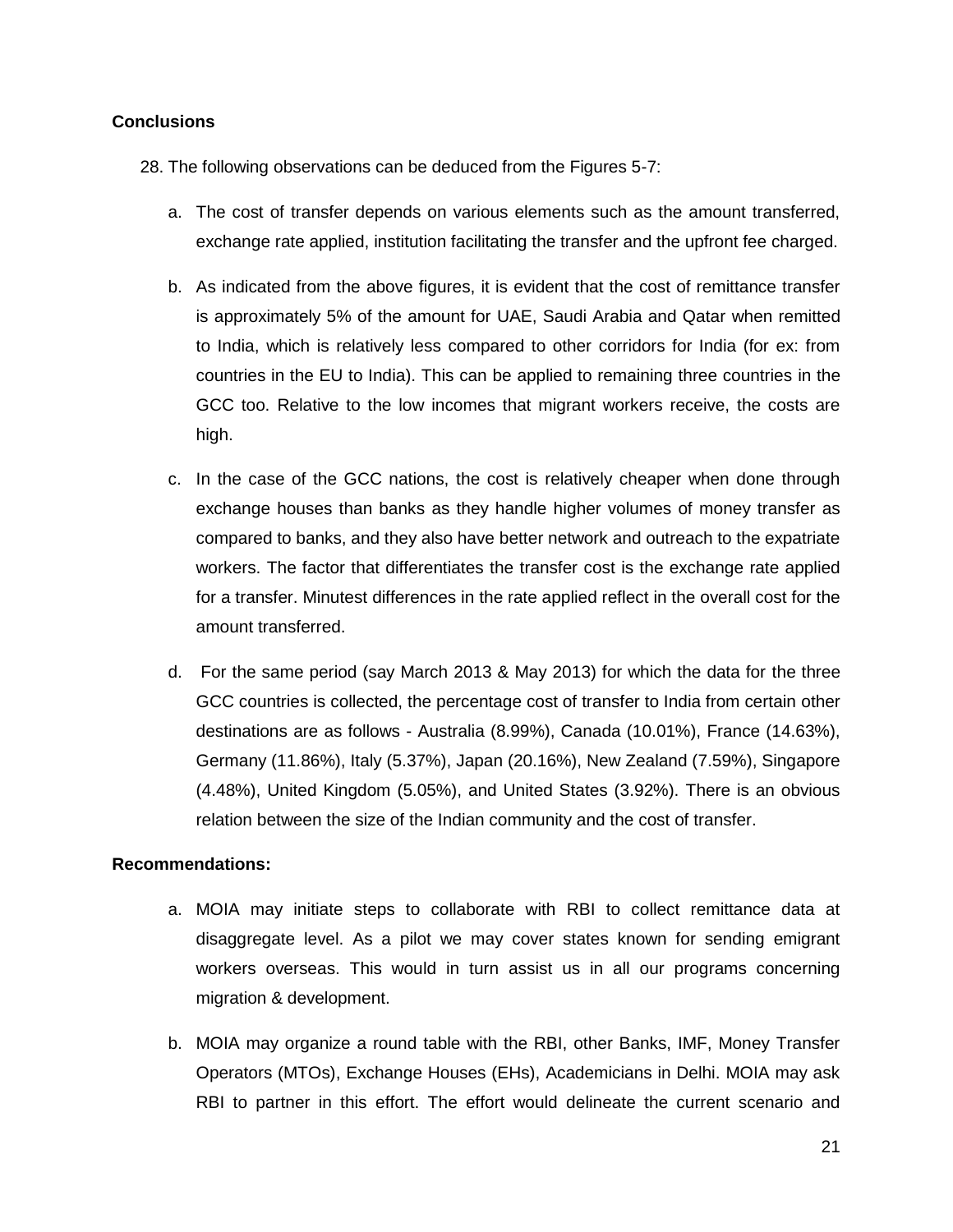**Conclusions**

28. The following observations can be deduced from the Figures 5-7:

    a. The cost of transfer depends on various elements such as the amount transferred, exchange rate applied, institution facilitating the transfer and the upfront fee charged.

    b. As indicated from the above figures, it is evident that the cost of remittance transfer is approximately 5% of the amount for UAE, Saudi Arabia and Qatar when remitted to India, which is relatively less compared to other corridors for India (for ex: from countries in the EU to India). This can be applied to remaining three countries in the GCC too. Relative to the low incomes that migrant workers receive, the costs are high.

    c. In the case of the GCC nations, the cost is relatively cheaper when done through exchange houses than banks as they handle higher volumes of money transfer as compared to banks, and they also have better network and outreach to the expatriate workers. The factor that differentiates the transfer cost is the exchange rate applied for a transfer. Minutest differences in the rate applied reflect in the overall cost for the amount transferred.

    d. For the same period (say March 2013 & May 2013) for which the data for the three GCC countries is collected, the percentage cost of transfer to India from certain other destinations are as follows - Australia (8.99%), Canada (10.01%), France (14.63%), Germany (11.86%), Italy (5.37%), Japan (20.16%), New Zealand (7.59%), Singapore (4.48%), United Kingdom (5.05%), and United States (3.92%). There is an obvious relation between the size of the Indian community and the cost of transfer.

**Recommendations:**

a. MOIA may initiate steps to collaborate with RBI to collect remittance data at disaggregate level. As a pilot we may cover states known for sending emigrant workers overseas. This would in turn assist us in all our programs concerning migration & development.

b. MOIA may organize a round table with the RBI, other Banks, IMF, Money Transfer Operators (MTOs), Exchange Houses (EHs), Academicians in Delhi. MOIA may ask RBI to partner in this effort. The effort would delineate the current scenario and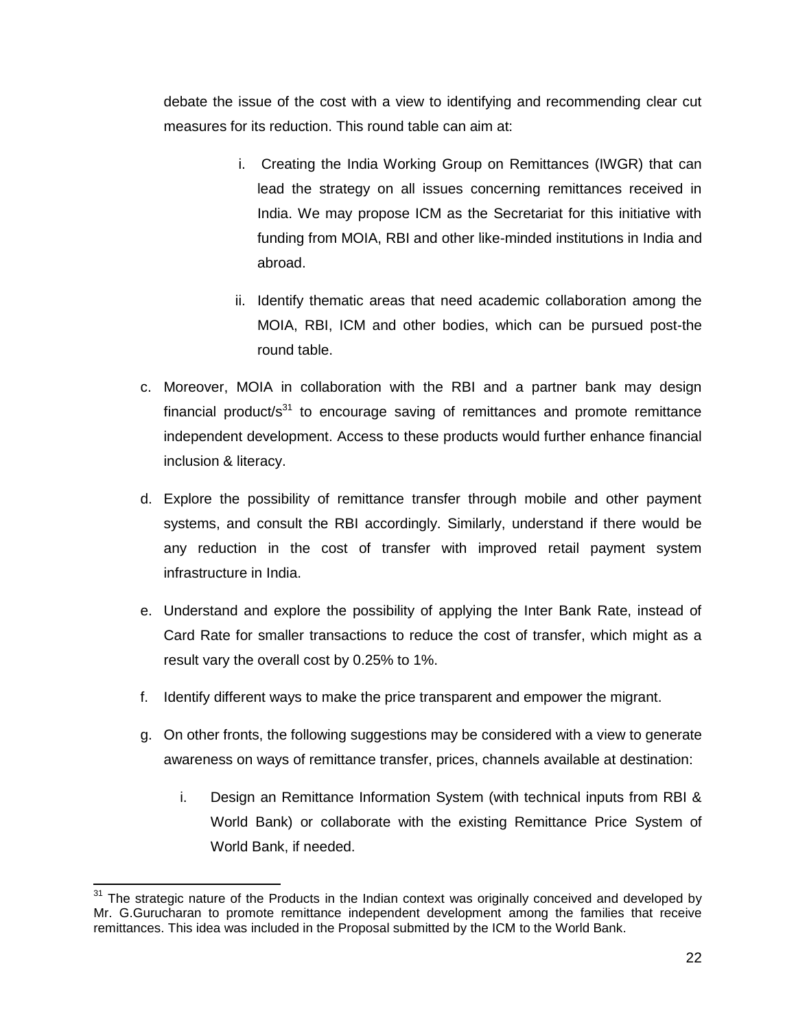debate the issue of the cost with a view to identifying and recommending clear cut measures for its reduction. This round table can aim at:

i. Creating the India Working Group on Remittances (IWGR) that can lead the strategy on all issues concerning remittances received in India. We may propose ICM as the Secretariat for this initiative with funding from MOIA, RBI and other like-minded institutions in India and abroad.

ii. Identify thematic areas that need academic collaboration among the MOIA, RBI, ICM and other bodies, which can be pursued post-the round table.

c. Moreover, MOIA in collaboration with the RBI and a partner bank may design financial product/s[31] to encourage saving of remittances and promote remittance independent development. Access to these products would further enhance financial inclusion & literacy.

d. Explore the possibility of remittance transfer through mobile and other payment systems, and consult the RBI accordingly. Similarly, understand if there would be any reduction in the cost of transfer with improved retail payment system infrastructure in India.

e. Understand and explore the possibility of applying the Inter Bank Rate, instead of Card Rate for smaller transactions to reduce the cost of transfer, which might as a result vary the overall cost by 0.25% to 1%.

f. Identify different ways to make the price transparent and empower the migrant.

g. On other fronts, the following suggestions may be considered with a view to generate awareness on ways of remittance transfer, prices, channels available at destination:

   i. Design an Remittance Information System (with technical inputs from RBI & World Bank) or collaborate with the existing Remittance Price System of World Bank, if needed.

---

[31] The strategic nature of the Products in the Indian context was originally conceived and developed by Mr. G.Gurucharan to promote remittance independent development among the families that receive remittances. This idea was included in the Proposal submitted by the ICM to the World Bank.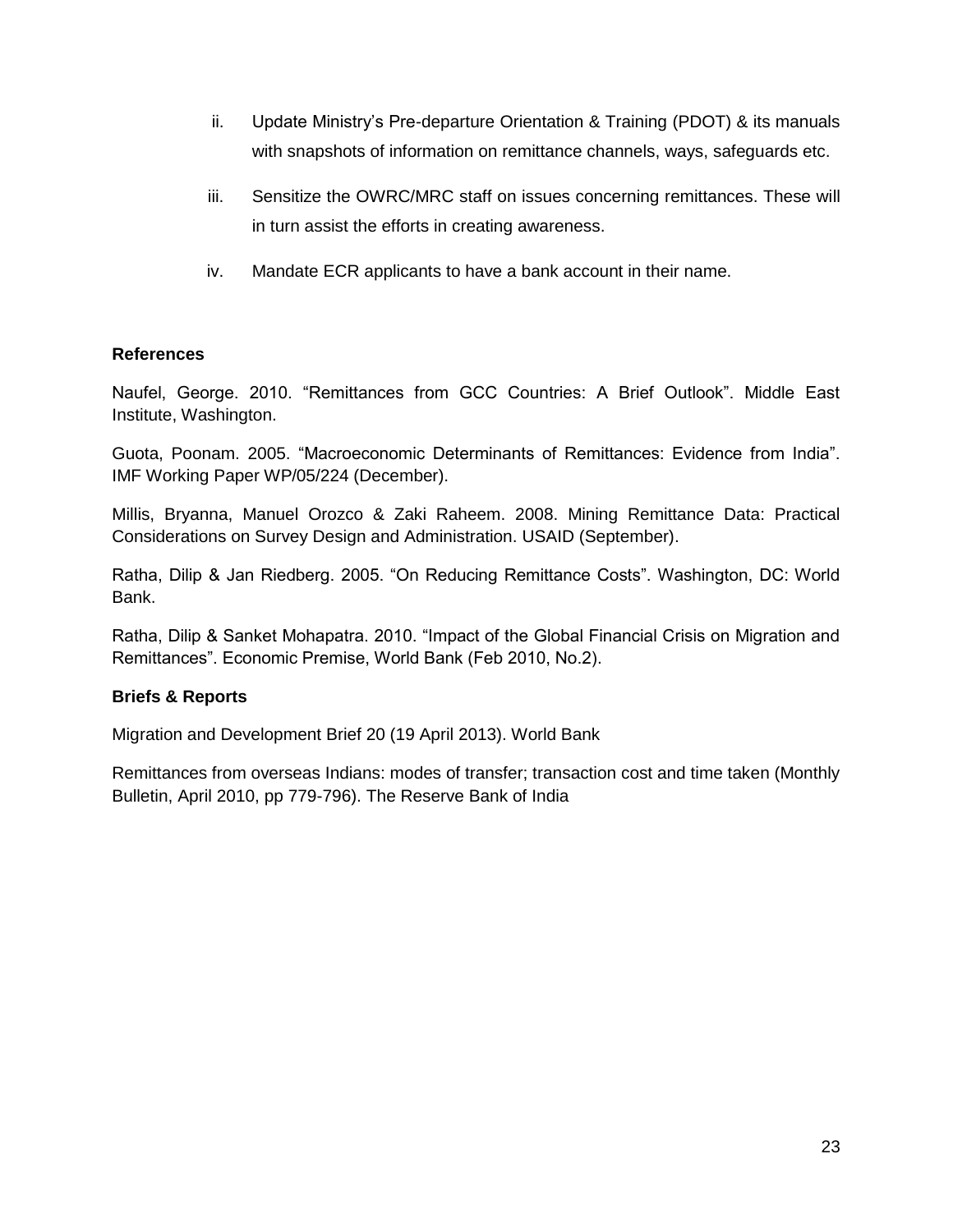ii. Update Ministry's Pre-departure Orientation & Training (PDOT) & its manuals with snapshots of information on remittance channels, ways, safeguards etc.

iii. Sensitize the OWRC/MRC staff on issues concerning remittances. These will in turn assist the efforts in creating awareness.

iv. Mandate ECR applicants to have a bank account in their name.

**References**

Naufel, George. 2010. "Remittances from GCC Countries: A Brief Outlook". Middle East Institute, Washington.

Guota, Poonam. 2005. "Macroeconomic Determinants of Remittances: Evidence from India". IMF Working Paper WP/05/224 (December).

Millis, Bryanna, Manuel Orozco & Zaki Raheem. 2008. Mining Remittance Data: Practical Considerations on Survey Design and Administration. USAID (September).

Ratha, Dilip & Jan Riedberg. 2005. "On Reducing Remittance Costs". Washington, DC: World Bank.

Ratha, Dilip & Sanket Mohapatra. 2010. "Impact of the Global Financial Crisis on Migration and Remittances". Economic Premise, World Bank (Feb 2010, No.2).

**Briefs & Reports**

Migration and Development Brief 20 (19 April 2013). World Bank

Remittances from overseas Indians: modes of transfer; transaction cost and time taken (Monthly Bulletin, April 2010, pp 779-796). The Reserve Bank of India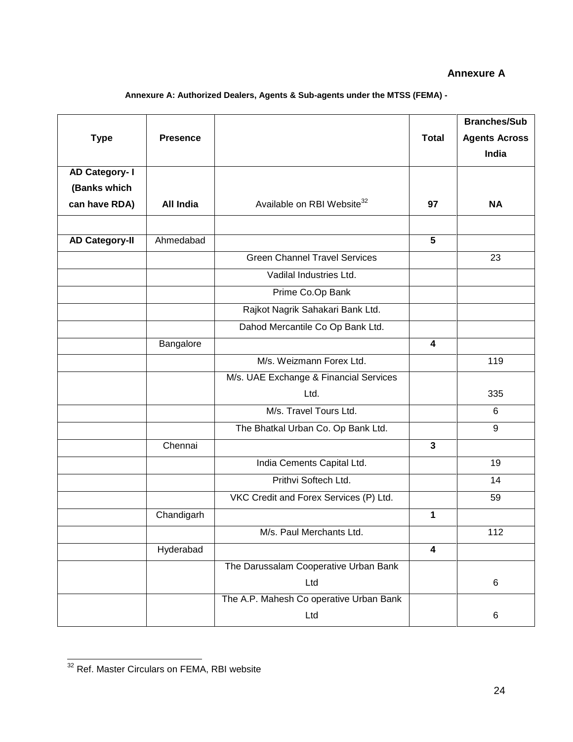**Annexure A**

**Annexure A: Authorized Dealers, Agents & Sub-agents under the MTSS (FEMA) -**

| Type | Presence | | Total | Branches/Sub Agents Across India |
|---|---|---|---|---|
| **AD Category- I (Banks which can have RDA)** | **All India** | Available on RBI Website[32] | **97** | **NA** |
| | | | | |
| **AD Category-II** | Ahmedabad | | **5** | |
| | | Green Channel Travel Services | | 23 |
| | | Vadilal Industries Ltd. | | |
| | | Prime Co.Op Bank | | |
| | | Rajkot Nagrik Sahakari Bank Ltd. | | |
| | | Dahod Mercantile Co Op Bank Ltd. | | |
| | Bangalore | | **4** | |
| | | M/s. Weizmann Forex Ltd. | | 119 |
| | | M/s. UAE Exchange & Financial Services Ltd. | | 335 |
| | | M/s. Travel Tours Ltd. | | 6 |
| | | The Bhatkal Urban Co. Op Bank Ltd. | | 9 |
| | Chennai | | **3** | |
| | | India Cements Capital Ltd. | | 19 |
| | | Prithvi Softech Ltd. | | 14 |
| | | VKC Credit and Forex Services (P) Ltd. | | 59 |
| | Chandigarh | | **1** | |
| | | M/s. Paul Merchants Ltd. | | 112 |
| | Hyderabad | | **4** | |
| | | The Darussalam Cooperative Urban Bank Ltd | | 6 |
| | | The A.P. Mahesh Co operative Urban Bank Ltd | | 6 |

[32] Ref. Master Circulars on FEMA, RBI website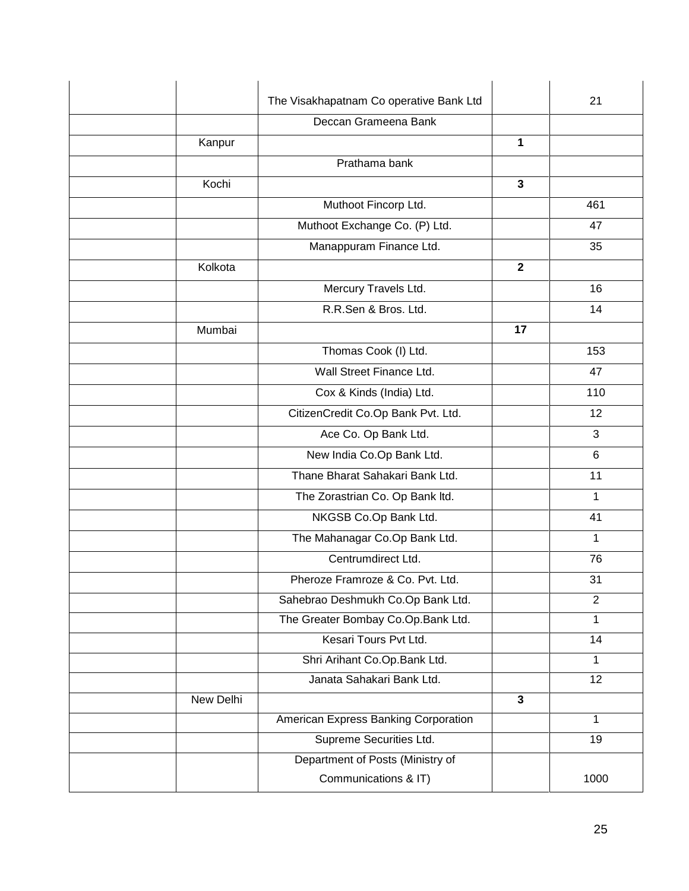| | | | | |
|---|---|---|---|---|
| | | The Visakhapatnam Co operative Bank Ltd | | 21 |
| | | Deccan Grameena Bank | | |
| | Kanpur | | **1** | |
| | | Prathama bank | | |
| | Kochi | | **3** | |
| | | Muthoot Fincorp Ltd. | | 461 |
| | | Muthoot Exchange Co. (P) Ltd. | | 47 |
| | | Manappuram Finance Ltd. | | 35 |
| | Kolkota | | **2** | |
| | | Mercury Travels Ltd. | | 16 |
| | | R.R.Sen & Bros. Ltd. | | 14 |
| | Mumbai | | **17** | |
| | | Thomas Cook (I) Ltd. | | 153 |
| | | Wall Street Finance Ltd. | | 47 |
| | | Cox & Kinds (India) Ltd. | | 110 |
| | | CitizenCredit Co.Op Bank Pvt. Ltd. | | 12 |
| | | Ace Co. Op Bank Ltd. | | 3 |
| | | New India Co.Op Bank Ltd. | | 6 |
| | | Thane Bharat Sahakari Bank Ltd. | | 11 |
| | | The Zorastrian Co. Op Bank ltd. | | 1 |
| | | NKGSB Co.Op Bank Ltd. | | 41 |
| | | The Mahanagar Co.Op Bank Ltd. | | 1 |
| | | Centrumdirect Ltd. | | 76 |
| | | Pheroze Framroze & Co. Pvt. Ltd. | | 31 |
| | | Sahebrao Deshmukh Co.Op Bank Ltd. | | 2 |
| | | The Greater Bombay Co.Op.Bank Ltd. | | 1 |
| | | Kesari Tours Pvt Ltd. | | 14 |
| | | Shri Arihant Co.Op.Bank Ltd. | | 1 |
| | | Janata Sahakari Bank Ltd. | | 12 |
| | New Delhi | | **3** | |
| | | American Express Banking Corporation | | 1 |
| | | Supreme Securities Ltd. | | 19 |
| | | Department of Posts (Ministry of Communications & IT) | | 1000 |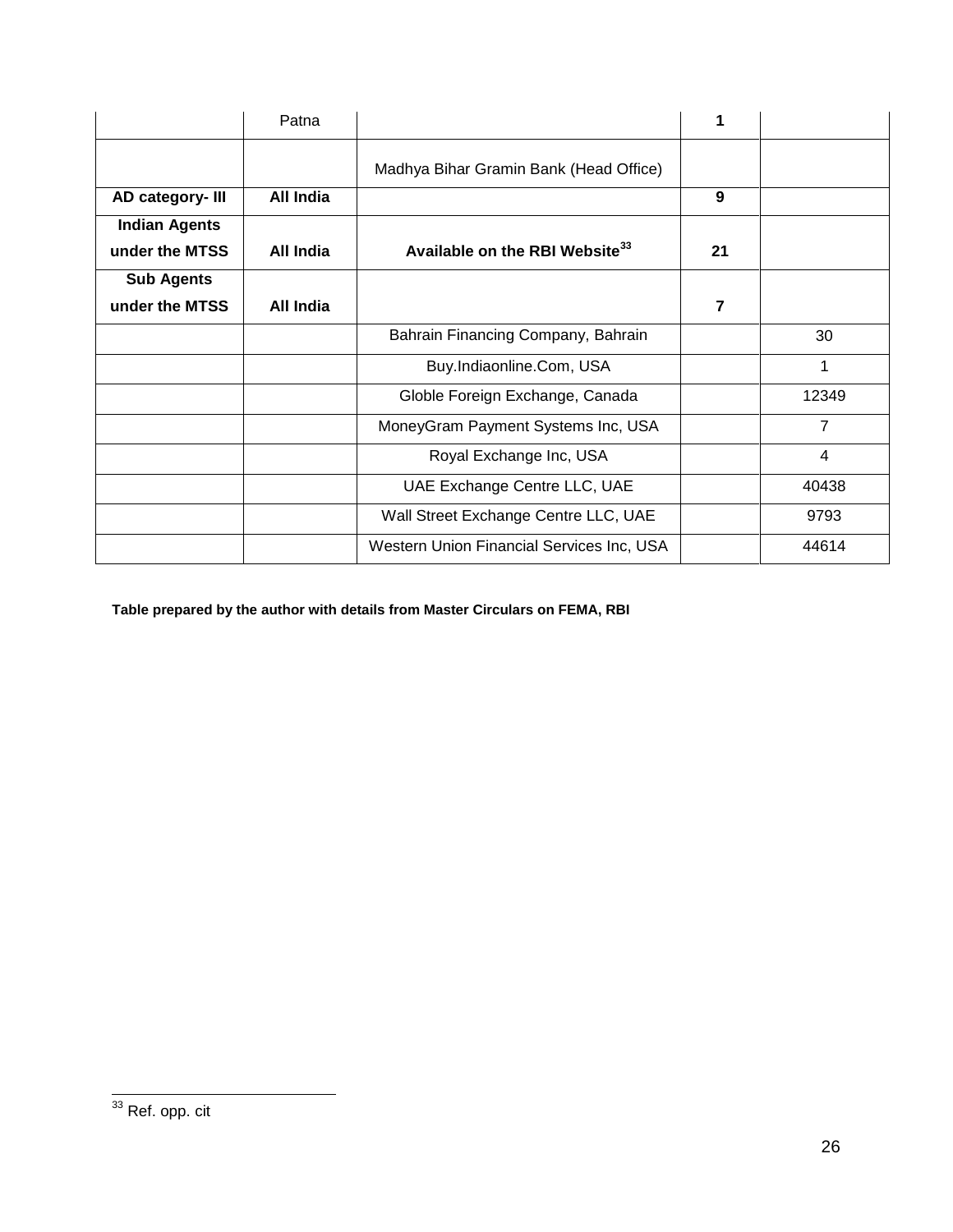| | | | | |
|---|---|---|---|---|
| | Patna | | **1** | |
| | | Madhya Bihar Gramin Bank (Head Office) | | |
| **AD category- III** | **All India** | | **9** | |
| **Indian Agents under the MTSS** | **All India** | **Available on the RBI Website[33]** | **21** | |
| **Sub Agents under the MTSS** | **All India** | | **7** | |
| | | Bahrain Financing Company, Bahrain | | 30 |
| | | Buy.Indiaonline.Com, USA | | 1 |
| | | Globle Foreign Exchange, Canada | | 12349 |
| | | MoneyGram Payment Systems Inc, USA | | 7 |
| | | Royal Exchange Inc, USA | | 4 |
| | | UAE Exchange Centre LLC, UAE | | 40438 |
| | | Wall Street Exchange Centre LLC, UAE | | 9793 |
| | | Western Union Financial Services Inc, USA | | 44614 |

**Table prepared by the author with details from Master Circulars on FEMA, RBI**

[33] Ref. opp. cit